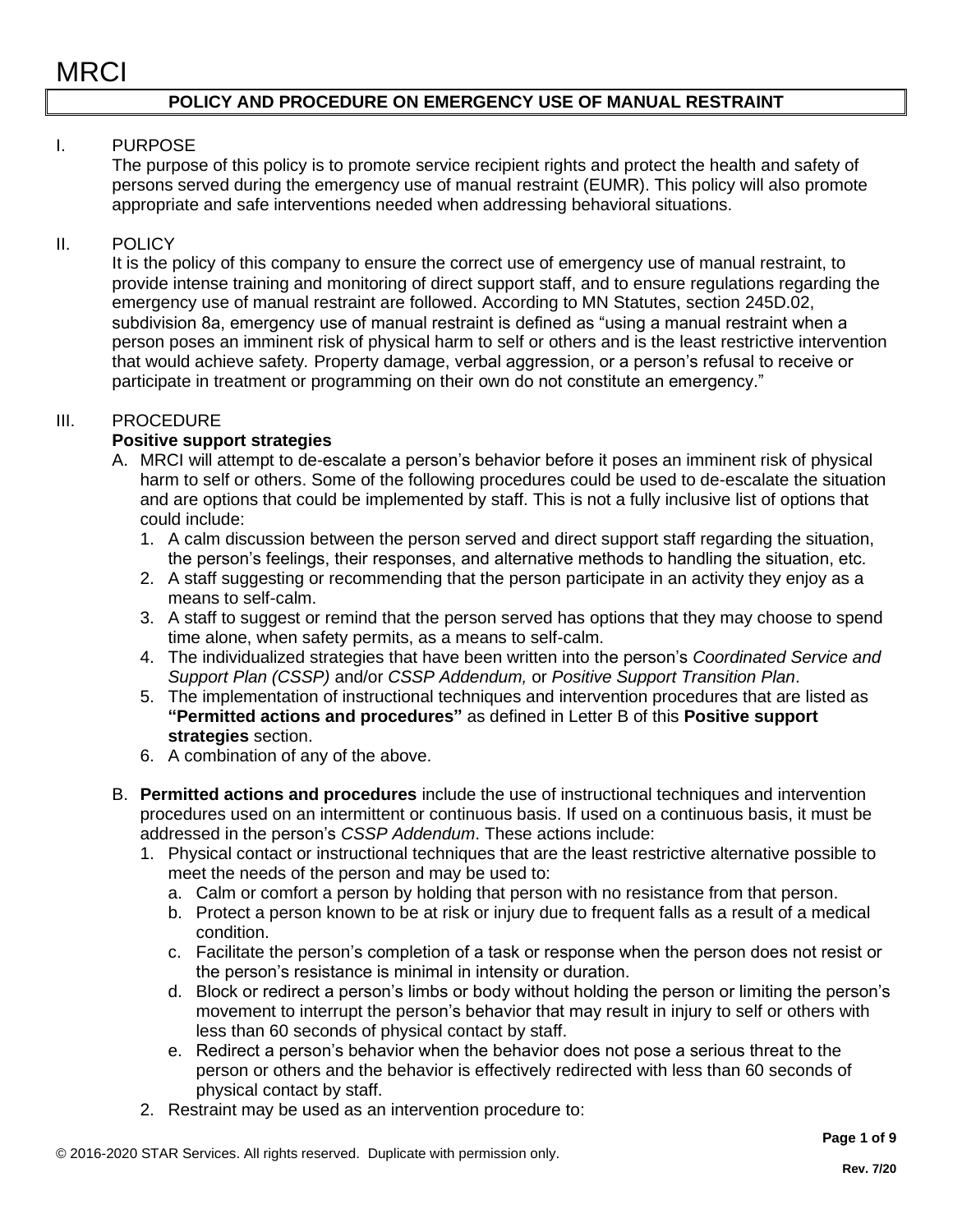# MRCI

## POLICY AND PROCEDURE ON EMERGENCY USE OF MANUAL RESTRAINT

I. PURPOSE

The purpose of this policy is to promote service recipient rights and protect the health and safety of persons served during the emergency use of manual restraint (EUMR). This policy will also promote appropriate and safe interventions needed when addressing behavioral situations.

II. POLICY

It is the policy of this company to ensure the correct use of emergency use of manual restraint, to provide intense training and monitoring of direct support staff, and to ensure regulations regarding the emergency use of manual restraint are followed. According to MN Statutes, section 245D.02, subdivision 8a, emergency use of manual restraint is defined as "using a manual restraint when a person poses an imminent risk of physical harm to self or others and is the least restrictive intervention that would achieve safety. Property damage, verbal aggression, or a person's refusal to receive or participate in treatment or programming on their own do not constitute an emergency."

III. PROCEDURE

**Positive support strategies**

A. MRCI will attempt to de-escalate a person's behavior before it poses an imminent risk of physical harm to self or others. Some of the following procedures could be used to de-escalate the situation and are options that could be implemented by staff. This is not a fully inclusive list of options that could include:

1. A calm discussion between the person served and direct support staff regarding the situation, the person's feelings, their responses, and alternative methods to handling the situation, etc.
2. A staff suggesting or recommending that the person participate in an activity they enjoy as a means to self-calm.
3. A staff to suggest or remind that the person served has options that they may choose to spend time alone, when safety permits, as a means to self-calm.
4. The individualized strategies that have been written into the person's *Coordinated Service and Support Plan (CSSP)* and/or *CSSP Addendum,* or *Positive Support Transition Plan*.
5. The implementation of instructional techniques and intervention procedures that are listed as **"Permitted actions and procedures"** as defined in Letter B of this **Positive support strategies** section.
6. A combination of any of the above.

B. **Permitted actions and procedures** include the use of instructional techniques and intervention procedures used on an intermittent or continuous basis. If used on a continuous basis, it must be addressed in the person's *CSSP Addendum*. These actions include:

1. Physical contact or instructional techniques that are the least restrictive alternative possible to meet the needs of the person and may be used to:
   a. Calm or comfort a person by holding that person with no resistance from that person.
   b. Protect a person known to be at risk or injury due to frequent falls as a result of a medical condition.
   c. Facilitate the person's completion of a task or response when the person does not resist or the person's resistance is minimal in intensity or duration.
   d. Block or redirect a person's limbs or body without holding the person or limiting the person's movement to interrupt the person's behavior that may result in injury to self or others with less than 60 seconds of physical contact by staff.
   e. Redirect a person's behavior when the behavior does not pose a serious threat to the person or others and the behavior is effectively redirected with less than 60 seconds of physical contact by staff.
2. Restraint may be used as an intervention procedure to:

© 2016-2020 STAR Services. All rights reserved. Duplicate with permission only.

Rev. 7/20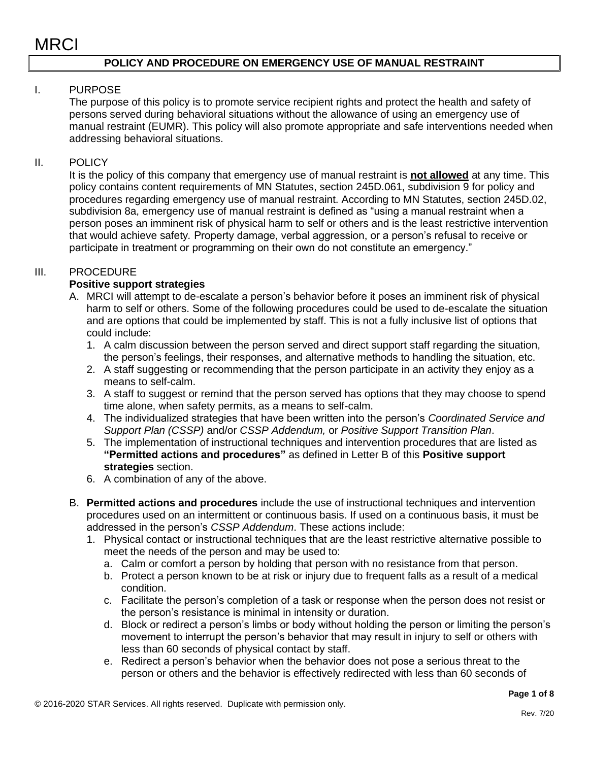MRCI

## POLICY AND PROCEDURE ON EMERGENCY USE OF MANUAL RESTRAINT

### I. PURPOSE

The purpose of this policy is to promote service recipient rights and protect the health and safety of persons served during behavioral situations without the allowance of using an emergency use of manual restraint (EUMR). This policy will also promote appropriate and safe interventions needed when addressing behavioral situations.

### II. POLICY

It is the policy of this company that emergency use of manual restraint is **not allowed** at any time. This policy contains content requirements of MN Statutes, section 245D.061, subdivision 9 for policy and procedures regarding emergency use of manual restraint. According to MN Statutes, section 245D.02, subdivision 8a, emergency use of manual restraint is defined as "using a manual restraint when a person poses an imminent risk of physical harm to self or others and is the least restrictive intervention that would achieve safety. Property damage, verbal aggression, or a person's refusal to receive or participate in treatment or programming on their own do not constitute an emergency."

### III. PROCEDURE

**Positive support strategies**

A. MRCI will attempt to de-escalate a person's behavior before it poses an imminent risk of physical harm to self or others. Some of the following procedures could be used to de-escalate the situation and are options that could be implemented by staff. This is not a fully inclusive list of options that could include:
   1. A calm discussion between the person served and direct support staff regarding the situation, the person's feelings, their responses, and alternative methods to handling the situation, etc.
   2. A staff suggesting or recommending that the person participate in an activity they enjoy as a means to self-calm.
   3. A staff to suggest or remind that the person served has options that they may choose to spend time alone, when safety permits, as a means to self-calm.
   4. The individualized strategies that have been written into the person's *Coordinated Service and Support Plan (CSSP)* and/or *CSSP Addendum,* or *Positive Support Transition Plan*.
   5. The implementation of instructional techniques and intervention procedures that are listed as **"Permitted actions and procedures"** as defined in Letter B of this **Positive support strategies** section.
   6. A combination of any of the above.

B. **Permitted actions and procedures** include the use of instructional techniques and intervention procedures used on an intermittent or continuous basis. If used on a continuous basis, it must be addressed in the person's *CSSP Addendum*. These actions include:
   1. Physical contact or instructional techniques that are the least restrictive alternative possible to meet the needs of the person and may be used to:
      a. Calm or comfort a person by holding that person with no resistance from that person.
      b. Protect a person known to be at risk or injury due to frequent falls as a result of a medical condition.
      c. Facilitate the person's completion of a task or response when the person does not resist or the person's resistance is minimal in intensity or duration.
      d. Block or redirect a person's limbs or body without holding the person or limiting the person's movement to interrupt the person's behavior that may result in injury to self or others with less than 60 seconds of physical contact by staff.
      e. Redirect a person's behavior when the behavior does not pose a serious threat to the person or others and the behavior is effectively redirected with less than 60 seconds of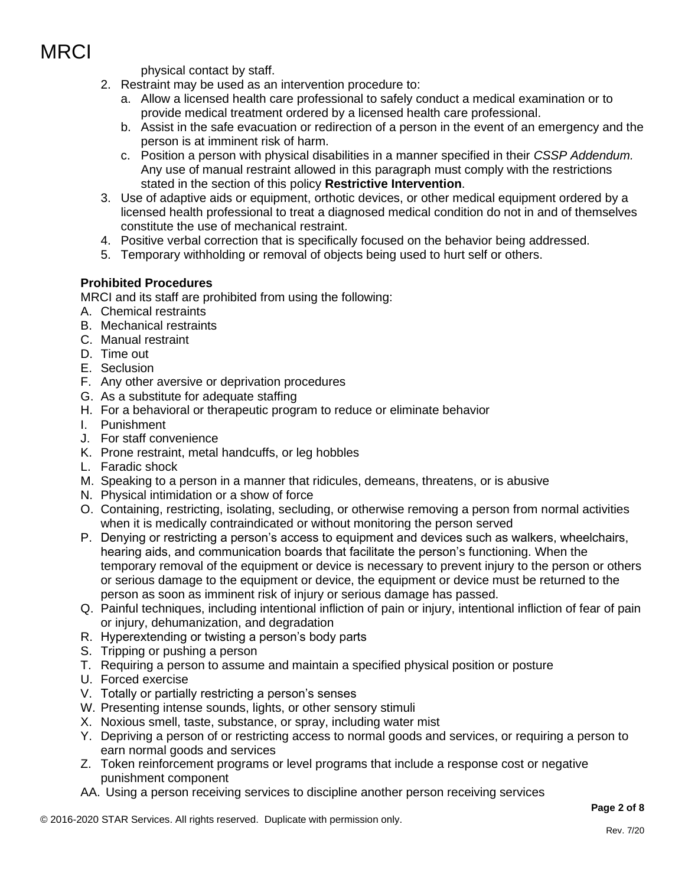physical contact by staff.

2. Restraint may be used as an intervention procedure to:
   a. Allow a licensed health care professional to safely conduct a medical examination or to provide medical treatment ordered by a licensed health care professional.
   b. Assist in the safe evacuation or redirection of a person in the event of an emergency and the person is at imminent risk of harm.
   c. Position a person with physical disabilities in a manner specified in their *CSSP Addendum.* Any use of manual restraint allowed in this paragraph must comply with the restrictions stated in the section of this policy **Restrictive Intervention**.
3. Use of adaptive aids or equipment, orthotic devices, or other medical equipment ordered by a licensed health professional to treat a diagnosed medical condition do not in and of themselves constitute the use of mechanical restraint.
4. Positive verbal correction that is specifically focused on the behavior being addressed.
5. Temporary withholding or removal of objects being used to hurt self or others.

**Prohibited Procedures**

MRCI and its staff are prohibited from using the following:

A. Chemical restraints
B. Mechanical restraints
C. Manual restraint
D. Time out
E. Seclusion
F. Any other aversive or deprivation procedures
G. As a substitute for adequate staffing
H. For a behavioral or therapeutic program to reduce or eliminate behavior
I. Punishment
J. For staff convenience
K. Prone restraint, metal handcuffs, or leg hobbles
L. Faradic shock
M. Speaking to a person in a manner that ridicules, demeans, threatens, or is abusive
N. Physical intimidation or a show of force
O. Containing, restricting, isolating, secluding, or otherwise removing a person from normal activities when it is medically contraindicated or without monitoring the person served
P. Denying or restricting a person's access to equipment and devices such as walkers, wheelchairs, hearing aids, and communication boards that facilitate the person's functioning. When the temporary removal of the equipment or device is necessary to prevent injury to the person or others or serious damage to the equipment or device, the equipment or device must be returned to the person as soon as imminent risk of injury or serious damage has passed.
Q. Painful techniques, including intentional infliction of pain or injury, intentional infliction of fear of pain or injury, dehumanization, and degradation
R. Hyperextending or twisting a person's body parts
S. Tripping or pushing a person
T. Requiring a person to assume and maintain a specified physical position or posture
U. Forced exercise
V. Totally or partially restricting a person's senses
W. Presenting intense sounds, lights, or other sensory stimuli
X. Noxious smell, taste, substance, or spray, including water mist
Y. Depriving a person of or restricting access to normal goods and services, or requiring a person to earn normal goods and services
Z. Token reinforcement programs or level programs that include a response cost or negative punishment component
AA. Using a person receiving services to discipline another person receiving services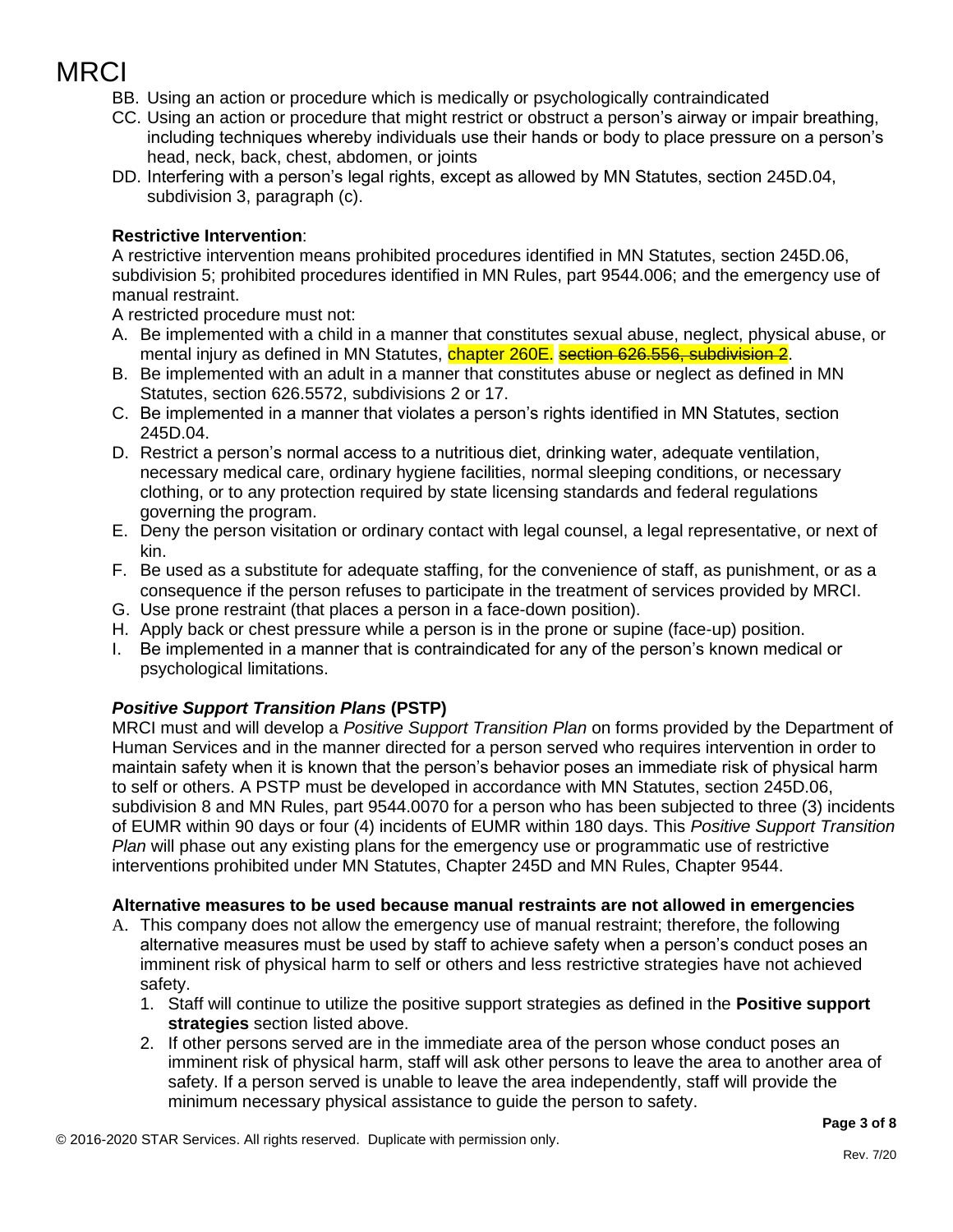BB. Using an action or procedure which is medically or psychologically contraindicated

CC. Using an action or procedure that might restrict or obstruct a person's airway or impair breathing, including techniques whereby individuals use their hands or body to place pressure on a person's head, neck, back, chest, abdomen, or joints

DD. Interfering with a person's legal rights, except as allowed by MN Statutes, section 245D.04, subdivision 3, paragraph (c).

**Restrictive Intervention**:

A restrictive intervention means prohibited procedures identified in MN Statutes, section 245D.06, subdivision 5; prohibited procedures identified in MN Rules, part 9544.006; and the emergency use of manual restraint.

A restricted procedure must not:

A. Be implemented with a child in a manner that constitutes sexual abuse, neglect, physical abuse, or mental injury as defined in MN Statutes, chapter 260E. ~~section 626.556, subdivision 2~~.

B. Be implemented with an adult in a manner that constitutes abuse or neglect as defined in MN Statutes, section 626.5572, subdivisions 2 or 17.

C. Be implemented in a manner that violates a person's rights identified in MN Statutes, section 245D.04.

D. Restrict a person's normal access to a nutritious diet, drinking water, adequate ventilation, necessary medical care, ordinary hygiene facilities, normal sleeping conditions, or necessary clothing, or to any protection required by state licensing standards and federal regulations governing the program.

E. Deny the person visitation or ordinary contact with legal counsel, a legal representative, or next of kin.

F. Be used as a substitute for adequate staffing, for the convenience of staff, as punishment, or as a consequence if the person refuses to participate in the treatment of services provided by MRCI.

G. Use prone restraint (that places a person in a face-down position).

H. Apply back or chest pressure while a person is in the prone or supine (face-up) position.

I. Be implemented in a manner that is contraindicated for any of the person's known medical or psychological limitations.

***Positive Support Transition Plans* (PSTP)**

MRCI must and will develop a *Positive Support Transition Plan* on forms provided by the Department of Human Services and in the manner directed for a person served who requires intervention in order to maintain safety when it is known that the person's behavior poses an immediate risk of physical harm to self or others. A PSTP must be developed in accordance with MN Statutes, section 245D.06, subdivision 8 and MN Rules, part 9544.0070 for a person who has been subjected to three (3) incidents of EUMR within 90 days or four (4) incidents of EUMR within 180 days. This *Positive Support Transition Plan* will phase out any existing plans for the emergency use or programmatic use of restrictive interventions prohibited under MN Statutes, Chapter 245D and MN Rules, Chapter 9544.

**Alternative measures to be used because manual restraints are not allowed in emergencies**

A. This company does not allow the emergency use of manual restraint; therefore, the following alternative measures must be used by staff to achieve safety when a person's conduct poses an imminent risk of physical harm to self or others and less restrictive strategies have not achieved safety.

   1. Staff will continue to utilize the positive support strategies as defined in the **Positive support strategies** section listed above.
   2. If other persons served are in the immediate area of the person whose conduct poses an imminent risk of physical harm, staff will ask other persons to leave the area to another area of safety. If a person served is unable to leave the area independently, staff will provide the minimum necessary physical assistance to guide the person to safety.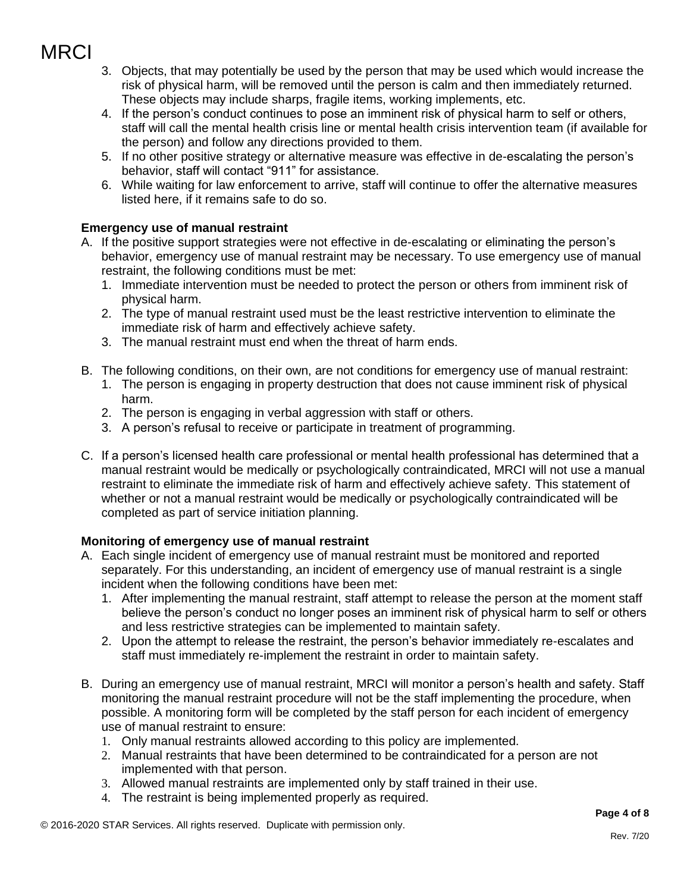3. Objects, that may potentially be used by the person that may be used which would increase the risk of physical harm, will be removed until the person is calm and then immediately returned. These objects may include sharps, fragile items, working implements, etc.
4. If the person's conduct continues to pose an imminent risk of physical harm to self or others, staff will call the mental health crisis line or mental health crisis intervention team (if available for the person) and follow any directions provided to them.
5. If no other positive strategy or alternative measure was effective in de-escalating the person's behavior, staff will contact "911" for assistance.
6. While waiting for law enforcement to arrive, staff will continue to offer the alternative measures listed here, if it remains safe to do so.

**Emergency use of manual restraint**

A. If the positive support strategies were not effective in de-escalating or eliminating the person's behavior, emergency use of manual restraint may be necessary. To use emergency use of manual restraint, the following conditions must be met:
   1. Immediate intervention must be needed to protect the person or others from imminent risk of physical harm.
   2. The type of manual restraint used must be the least restrictive intervention to eliminate the immediate risk of harm and effectively achieve safety.
   3. The manual restraint must end when the threat of harm ends.

B. The following conditions, on their own, are not conditions for emergency use of manual restraint:
   1. The person is engaging in property destruction that does not cause imminent risk of physical harm.
   2. The person is engaging in verbal aggression with staff or others.
   3. A person's refusal to receive or participate in treatment of programming.

C. If a person's licensed health care professional or mental health professional has determined that a manual restraint would be medically or psychologically contraindicated, MRCI will not use a manual restraint to eliminate the immediate risk of harm and effectively achieve safety. This statement of whether or not a manual restraint would be medically or psychologically contraindicated will be completed as part of service initiation planning.

**Monitoring of emergency use of manual restraint**

A. Each single incident of emergency use of manual restraint must be monitored and reported separately. For this understanding, an incident of emergency use of manual restraint is a single incident when the following conditions have been met:
   1. After implementing the manual restraint, staff attempt to release the person at the moment staff believe the person's conduct no longer poses an imminent risk of physical harm to self or others and less restrictive strategies can be implemented to maintain safety.
   2. Upon the attempt to release the restraint, the person's behavior immediately re-escalates and staff must immediately re-implement the restraint in order to maintain safety.

B. During an emergency use of manual restraint, MRCI will monitor a person's health and safety. Staff monitoring the manual restraint procedure will not be the staff implementing the procedure, when possible. A monitoring form will be completed by the staff person for each incident of emergency use of manual restraint to ensure:
   1. Only manual restraints allowed according to this policy are implemented.
   2. Manual restraints that have been determined to be contraindicated for a person are not implemented with that person.
   3. Allowed manual restraints are implemented only by staff trained in their use.
   4. The restraint is being implemented properly as required.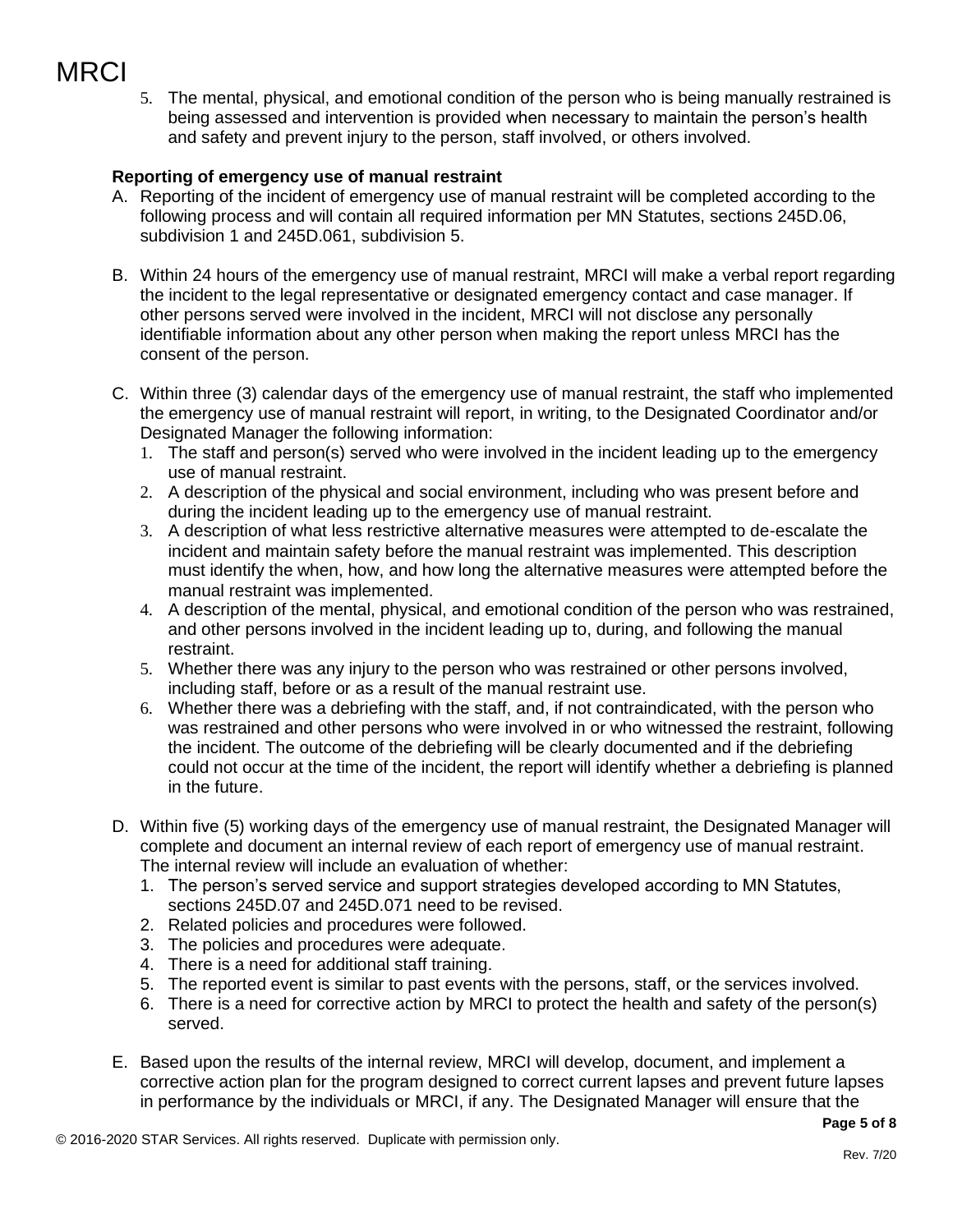5. The mental, physical, and emotional condition of the person who is being manually restrained is being assessed and intervention is provided when necessary to maintain the person's health and safety and prevent injury to the person, staff involved, or others involved.

**Reporting of emergency use of manual restraint**

A. Reporting of the incident of emergency use of manual restraint will be completed according to the following process and will contain all required information per MN Statutes, sections 245D.06, subdivision 1 and 245D.061, subdivision 5.

B. Within 24 hours of the emergency use of manual restraint, MRCI will make a verbal report regarding the incident to the legal representative or designated emergency contact and case manager. If other persons served were involved in the incident, MRCI will not disclose any personally identifiable information about any other person when making the report unless MRCI has the consent of the person.

C. Within three (3) calendar days of the emergency use of manual restraint, the staff who implemented the emergency use of manual restraint will report, in writing, to the Designated Coordinator and/or Designated Manager the following information:
   1. The staff and person(s) served who were involved in the incident leading up to the emergency use of manual restraint.
   2. A description of the physical and social environment, including who was present before and during the incident leading up to the emergency use of manual restraint.
   3. A description of what less restrictive alternative measures were attempted to de-escalate the incident and maintain safety before the manual restraint was implemented. This description must identify the when, how, and how long the alternative measures were attempted before the manual restraint was implemented.
   4. A description of the mental, physical, and emotional condition of the person who was restrained, and other persons involved in the incident leading up to, during, and following the manual restraint.
   5. Whether there was any injury to the person who was restrained or other persons involved, including staff, before or as a result of the manual restraint use.
   6. Whether there was a debriefing with the staff, and, if not contraindicated, with the person who was restrained and other persons who were involved in or who witnessed the restraint, following the incident. The outcome of the debriefing will be clearly documented and if the debriefing could not occur at the time of the incident, the report will identify whether a debriefing is planned in the future.

D. Within five (5) working days of the emergency use of manual restraint, the Designated Manager will complete and document an internal review of each report of emergency use of manual restraint. The internal review will include an evaluation of whether:
   1. The person's served service and support strategies developed according to MN Statutes, sections 245D.07 and 245D.071 need to be revised.
   2. Related policies and procedures were followed.
   3. The policies and procedures were adequate.
   4. There is a need for additional staff training.
   5. The reported event is similar to past events with the persons, staff, or the services involved.
   6. There is a need for corrective action by MRCI to protect the health and safety of the person(s) served.

E. Based upon the results of the internal review, MRCI will develop, document, and implement a corrective action plan for the program designed to correct current lapses and prevent future lapses in performance by the individuals or MRCI, if any. The Designated Manager will ensure that the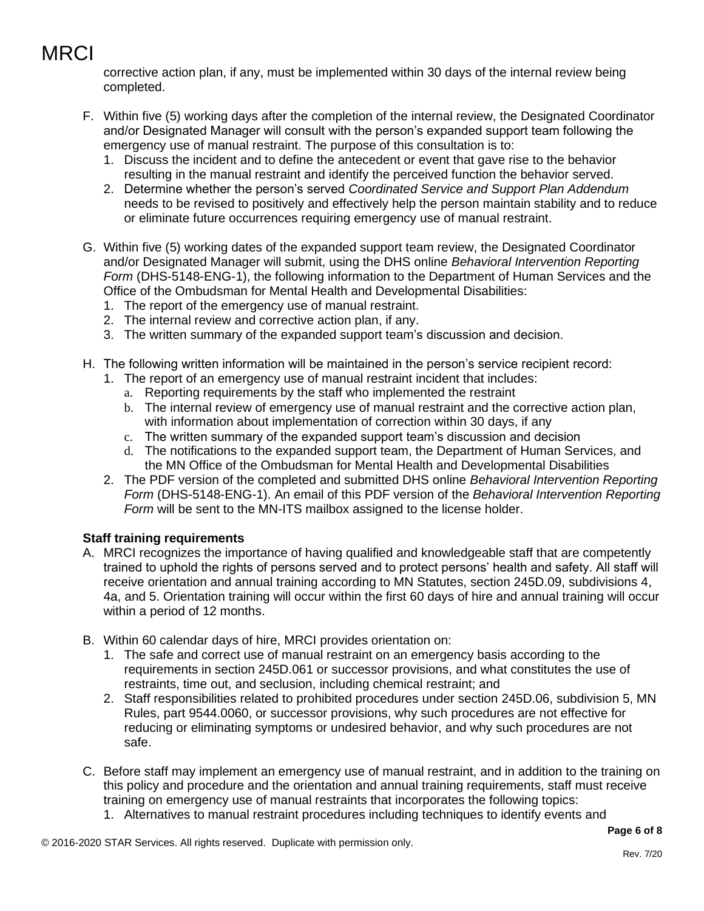corrective action plan, if any, must be implemented within 30 days of the internal review being completed.

F. Within five (5) working days after the completion of the internal review, the Designated Coordinator and/or Designated Manager will consult with the person's expanded support team following the emergency use of manual restraint. The purpose of this consultation is to:
   1. Discuss the incident and to define the antecedent or event that gave rise to the behavior resulting in the manual restraint and identify the perceived function the behavior served.
   2. Determine whether the person's served *Coordinated Service and Support Plan Addendum* needs to be revised to positively and effectively help the person maintain stability and to reduce or eliminate future occurrences requiring emergency use of manual restraint.

G. Within five (5) working dates of the expanded support team review, the Designated Coordinator and/or Designated Manager will submit, using the DHS online *Behavioral Intervention Reporting Form* (DHS-5148-ENG-1), the following information to the Department of Human Services and the Office of the Ombudsman for Mental Health and Developmental Disabilities:
   1. The report of the emergency use of manual restraint.
   2. The internal review and corrective action plan, if any.
   3. The written summary of the expanded support team's discussion and decision.

H. The following written information will be maintained in the person's service recipient record:
   1. The report of an emergency use of manual restraint incident that includes:
      a. Reporting requirements by the staff who implemented the restraint
      b. The internal review of emergency use of manual restraint and the corrective action plan, with information about implementation of correction within 30 days, if any
      c. The written summary of the expanded support team's discussion and decision
      d. The notifications to the expanded support team, the Department of Human Services, and the MN Office of the Ombudsman for Mental Health and Developmental Disabilities
   2. The PDF version of the completed and submitted DHS online *Behavioral Intervention Reporting Form* (DHS-5148-ENG-1). An email of this PDF version of the *Behavioral Intervention Reporting Form* will be sent to the MN-ITS mailbox assigned to the license holder.

**Staff training requirements**

A. MRCI recognizes the importance of having qualified and knowledgeable staff that are competently trained to uphold the rights of persons served and to protect persons' health and safety. All staff will receive orientation and annual training according to MN Statutes, section 245D.09, subdivisions 4, 4a, and 5. Orientation training will occur within the first 60 days of hire and annual training will occur within a period of 12 months.

B. Within 60 calendar days of hire, MRCI provides orientation on:
   1. The safe and correct use of manual restraint on an emergency basis according to the requirements in section 245D.061 or successor provisions, and what constitutes the use of restraints, time out, and seclusion, including chemical restraint; and
   2. Staff responsibilities related to prohibited procedures under section 245D.06, subdivision 5, MN Rules, part 9544.0060, or successor provisions, why such procedures are not effective for reducing or eliminating symptoms or undesired behavior, and why such procedures are not safe.

C. Before staff may implement an emergency use of manual restraint, and in addition to the training on this policy and procedure and the orientation and annual training requirements, staff must receive training on emergency use of manual restraints that incorporates the following topics:
   1. Alternatives to manual restraint procedures including techniques to identify events and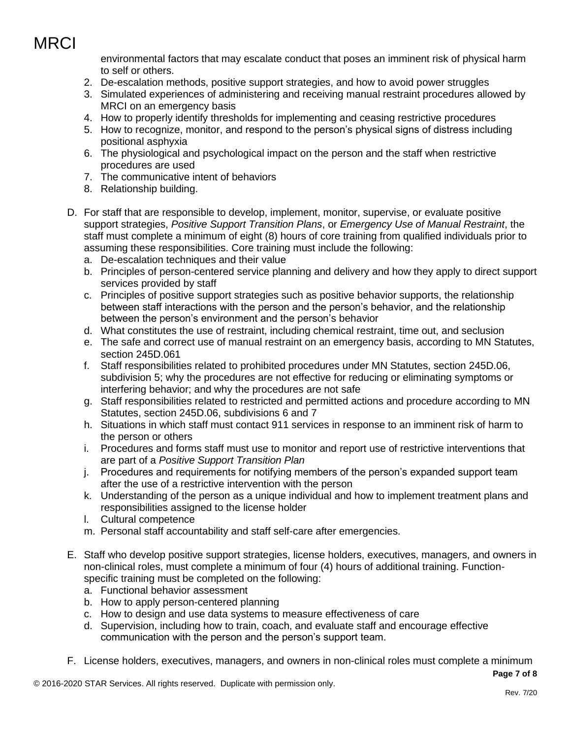environmental factors that may escalate conduct that poses an imminent risk of physical harm to self or others.
2. De-escalation methods, positive support strategies, and how to avoid power struggles
3. Simulated experiences of administering and receiving manual restraint procedures allowed by MRCI on an emergency basis
4. How to properly identify thresholds for implementing and ceasing restrictive procedures
5. How to recognize, monitor, and respond to the person's physical signs of distress including positional asphyxia
6. The physiological and psychological impact on the person and the staff when restrictive procedures are used
7. The communicative intent of behaviors
8. Relationship building.

D. For staff that are responsible to develop, implement, monitor, supervise, or evaluate positive support strategies, *Positive Support Transition Plans*, or *Emergency Use of Manual Restraint*, the staff must complete a minimum of eight (8) hours of core training from qualified individuals prior to assuming these responsibilities. Core training must include the following:
   a. De-escalation techniques and their value
   b. Principles of person-centered service planning and delivery and how they apply to direct support services provided by staff
   c. Principles of positive support strategies such as positive behavior supports, the relationship between staff interactions with the person and the person's behavior, and the relationship between the person's environment and the person's behavior
   d. What constitutes the use of restraint, including chemical restraint, time out, and seclusion
   e. The safe and correct use of manual restraint on an emergency basis, according to MN Statutes, section 245D.061
   f. Staff responsibilities related to prohibited procedures under MN Statutes, section 245D.06, subdivision 5; why the procedures are not effective for reducing or eliminating symptoms or interfering behavior; and why the procedures are not safe
   g. Staff responsibilities related to restricted and permitted actions and procedure according to MN Statutes, section 245D.06, subdivisions 6 and 7
   h. Situations in which staff must contact 911 services in response to an imminent risk of harm to the person or others
   i. Procedures and forms staff must use to monitor and report use of restrictive interventions that are part of a *Positive Support Transition Plan*
   j. Procedures and requirements for notifying members of the person's expanded support team after the use of a restrictive intervention with the person
   k. Understanding of the person as a unique individual and how to implement treatment plans and responsibilities assigned to the license holder
   l. Cultural competence
   m. Personal staff accountability and staff self-care after emergencies.

E. Staff who develop positive support strategies, license holders, executives, managers, and owners in non-clinical roles, must complete a minimum of four (4) hours of additional training. Function-specific training must be completed on the following:
   a. Functional behavior assessment
   b. How to apply person-centered planning
   c. How to design and use data systems to measure effectiveness of care
   d. Supervision, including how to train, coach, and evaluate staff and encourage effective communication with the person and the person's support team.

F. License holders, executives, managers, and owners in non-clinical roles must complete a minimum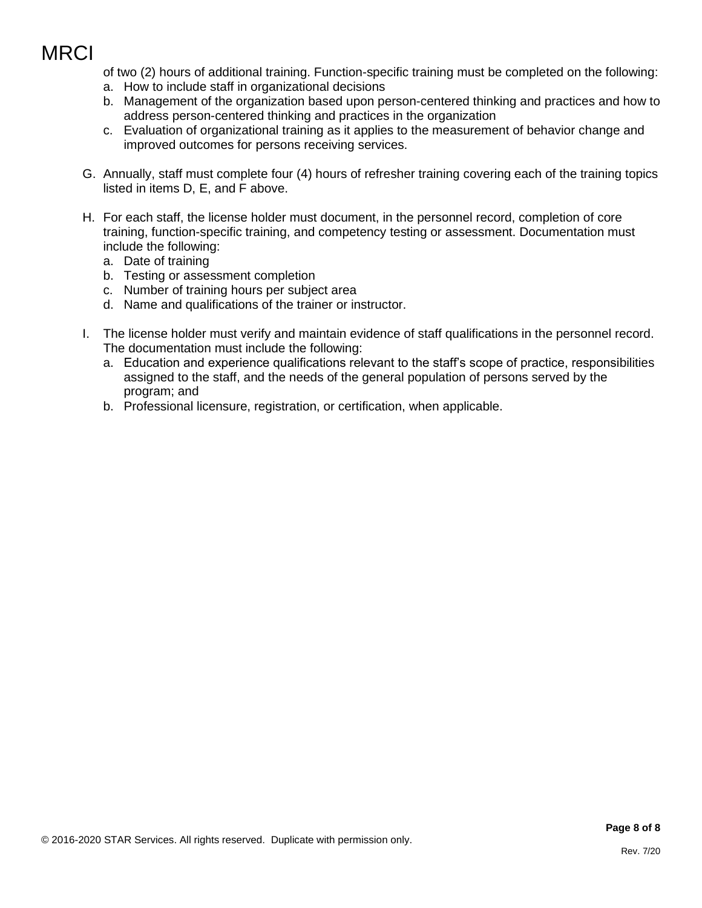of two (2) hours of additional training. Function-specific training must be completed on the following:

a. How to include staff in organizational decisions
b. Management of the organization based upon person-centered thinking and practices and how to address person-centered thinking and practices in the organization
c. Evaluation of organizational training as it applies to the measurement of behavior change and improved outcomes for persons receiving services.

G. Annually, staff must complete four (4) hours of refresher training covering each of the training topics listed in items D, E, and F above.

H. For each staff, the license holder must document, in the personnel record, completion of core training, function-specific training, and competency testing or assessment. Documentation must include the following:

a. Date of training
b. Testing or assessment completion
c. Number of training hours per subject area
d. Name and qualifications of the trainer or instructor.

I. The license holder must verify and maintain evidence of staff qualifications in the personnel record. The documentation must include the following:

a. Education and experience qualifications relevant to the staff's scope of practice, responsibilities assigned to the staff, and the needs of the general population of persons served by the program; and
b. Professional licensure, registration, or certification, when applicable.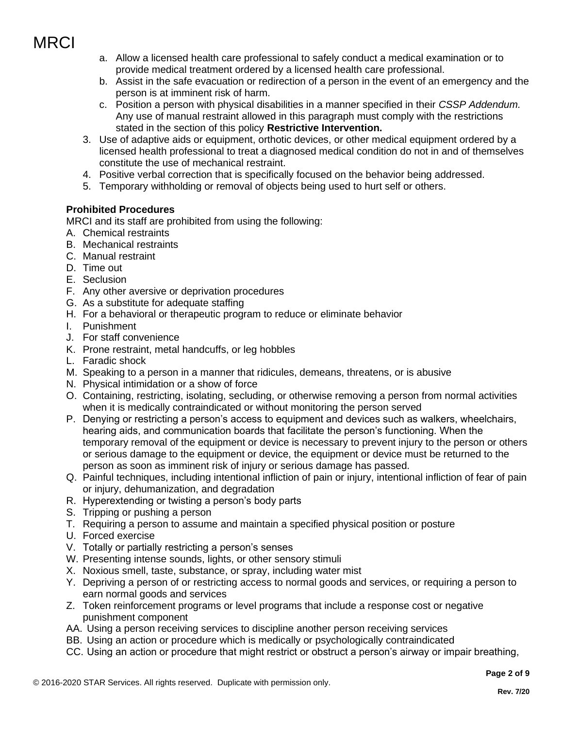a. Allow a licensed health care professional to safely conduct a medical examination or to provide medical treatment ordered by a licensed health care professional.
b. Assist in the safe evacuation or redirection of a person in the event of an emergency and the person is at imminent risk of harm.
c. Position a person with physical disabilities in a manner specified in their *CSSP Addendum.* Any use of manual restraint allowed in this paragraph must comply with the restrictions stated in the section of this policy **Restrictive Intervention.**

3. Use of adaptive aids or equipment, orthotic devices, or other medical equipment ordered by a licensed health professional to treat a diagnosed medical condition do not in and of themselves constitute the use of mechanical restraint.
4. Positive verbal correction that is specifically focused on the behavior being addressed.
5. Temporary withholding or removal of objects being used to hurt self or others.

**Prohibited Procedures**

MRCI and its staff are prohibited from using the following:

A. Chemical restraints
B. Mechanical restraints
C. Manual restraint
D. Time out
E. Seclusion
F. Any other aversive or deprivation procedures
G. As a substitute for adequate staffing
H. For a behavioral or therapeutic program to reduce or eliminate behavior
I. Punishment
J. For staff convenience
K. Prone restraint, metal handcuffs, or leg hobbles
L. Faradic shock
M. Speaking to a person in a manner that ridicules, demeans, threatens, or is abusive
N. Physical intimidation or a show of force
O. Containing, restricting, isolating, secluding, or otherwise removing a person from normal activities when it is medically contraindicated or without monitoring the person served
P. Denying or restricting a person's access to equipment and devices such as walkers, wheelchairs, hearing aids, and communication boards that facilitate the person's functioning. When the temporary removal of the equipment or device is necessary to prevent injury to the person or others or serious damage to the equipment or device, the equipment or device must be returned to the person as soon as imminent risk of injury or serious damage has passed.
Q. Painful techniques, including intentional infliction of pain or injury, intentional infliction of fear of pain or injury, dehumanization, and degradation
R. Hyperextending or twisting a person's body parts
S. Tripping or pushing a person
T. Requiring a person to assume and maintain a specified physical position or posture
U. Forced exercise
V. Totally or partially restricting a person's senses
W. Presenting intense sounds, lights, or other sensory stimuli
X. Noxious smell, taste, substance, or spray, including water mist
Y. Depriving a person of or restricting access to normal goods and services, or requiring a person to earn normal goods and services
Z. Token reinforcement programs or level programs that include a response cost or negative punishment component
AA. Using a person receiving services to discipline another person receiving services
BB. Using an action or procedure which is medically or psychologically contraindicated
CC. Using an action or procedure that might restrict or obstruct a person's airway or impair breathing,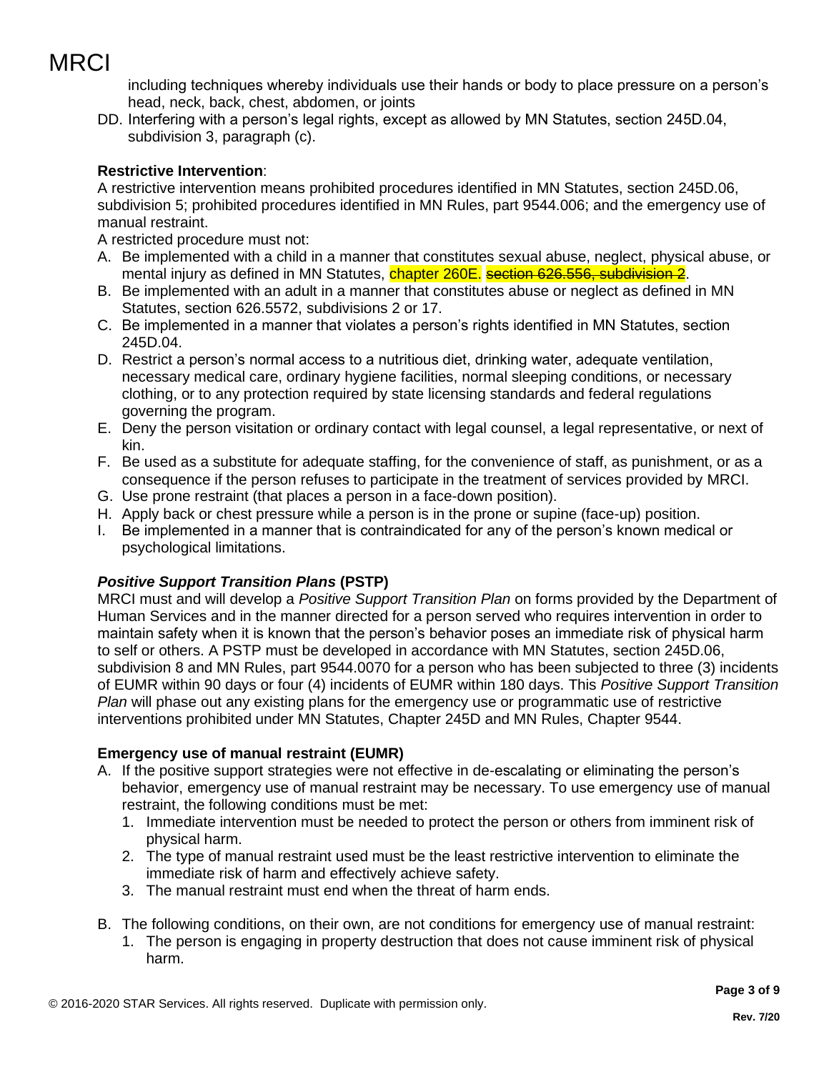including techniques whereby individuals use their hands or body to place pressure on a person's head, neck, back, chest, abdomen, or joints

DD. Interfering with a person's legal rights, except as allowed by MN Statutes, section 245D.04, subdivision 3, paragraph (c).

**Restrictive Intervention**:

A restrictive intervention means prohibited procedures identified in MN Statutes, section 245D.06, subdivision 5; prohibited procedures identified in MN Rules, part 9544.006; and the emergency use of manual restraint.

A restricted procedure must not:

A. Be implemented with a child in a manner that constitutes sexual abuse, neglect, physical abuse, or mental injury as defined in MN Statutes, chapter 260E. ~~section 626.556, subdivision 2~~.
B. Be implemented with an adult in a manner that constitutes abuse or neglect as defined in MN Statutes, section 626.5572, subdivisions 2 or 17.
C. Be implemented in a manner that violates a person's rights identified in MN Statutes, section 245D.04.
D. Restrict a person's normal access to a nutritious diet, drinking water, adequate ventilation, necessary medical care, ordinary hygiene facilities, normal sleeping conditions, or necessary clothing, or to any protection required by state licensing standards and federal regulations governing the program.
E. Deny the person visitation or ordinary contact with legal counsel, a legal representative, or next of kin.
F. Be used as a substitute for adequate staffing, for the convenience of staff, as punishment, or as a consequence if the person refuses to participate in the treatment of services provided by MRCI.
G. Use prone restraint (that places a person in a face-down position).
H. Apply back or chest pressure while a person is in the prone or supine (face-up) position.
I. Be implemented in a manner that is contraindicated for any of the person's known medical or psychological limitations.

***Positive Support Transition Plans* (PSTP)**

MRCI must and will develop a *Positive Support Transition Plan* on forms provided by the Department of Human Services and in the manner directed for a person served who requires intervention in order to maintain safety when it is known that the person's behavior poses an immediate risk of physical harm to self or others. A PSTP must be developed in accordance with MN Statutes, section 245D.06, subdivision 8 and MN Rules, part 9544.0070 for a person who has been subjected to three (3) incidents of EUMR within 90 days or four (4) incidents of EUMR within 180 days. This *Positive Support Transition Plan* will phase out any existing plans for the emergency use or programmatic use of restrictive interventions prohibited under MN Statutes, Chapter 245D and MN Rules, Chapter 9544.

**Emergency use of manual restraint (EUMR)**

A. If the positive support strategies were not effective in de-escalating or eliminating the person's behavior, emergency use of manual restraint may be necessary. To use emergency use of manual restraint, the following conditions must be met:
   1. Immediate intervention must be needed to protect the person or others from imminent risk of physical harm.
   2. The type of manual restraint used must be the least restrictive intervention to eliminate the immediate risk of harm and effectively achieve safety.
   3. The manual restraint must end when the threat of harm ends.

B. The following conditions, on their own, are not conditions for emergency use of manual restraint:
   1. The person is engaging in property destruction that does not cause imminent risk of physical harm.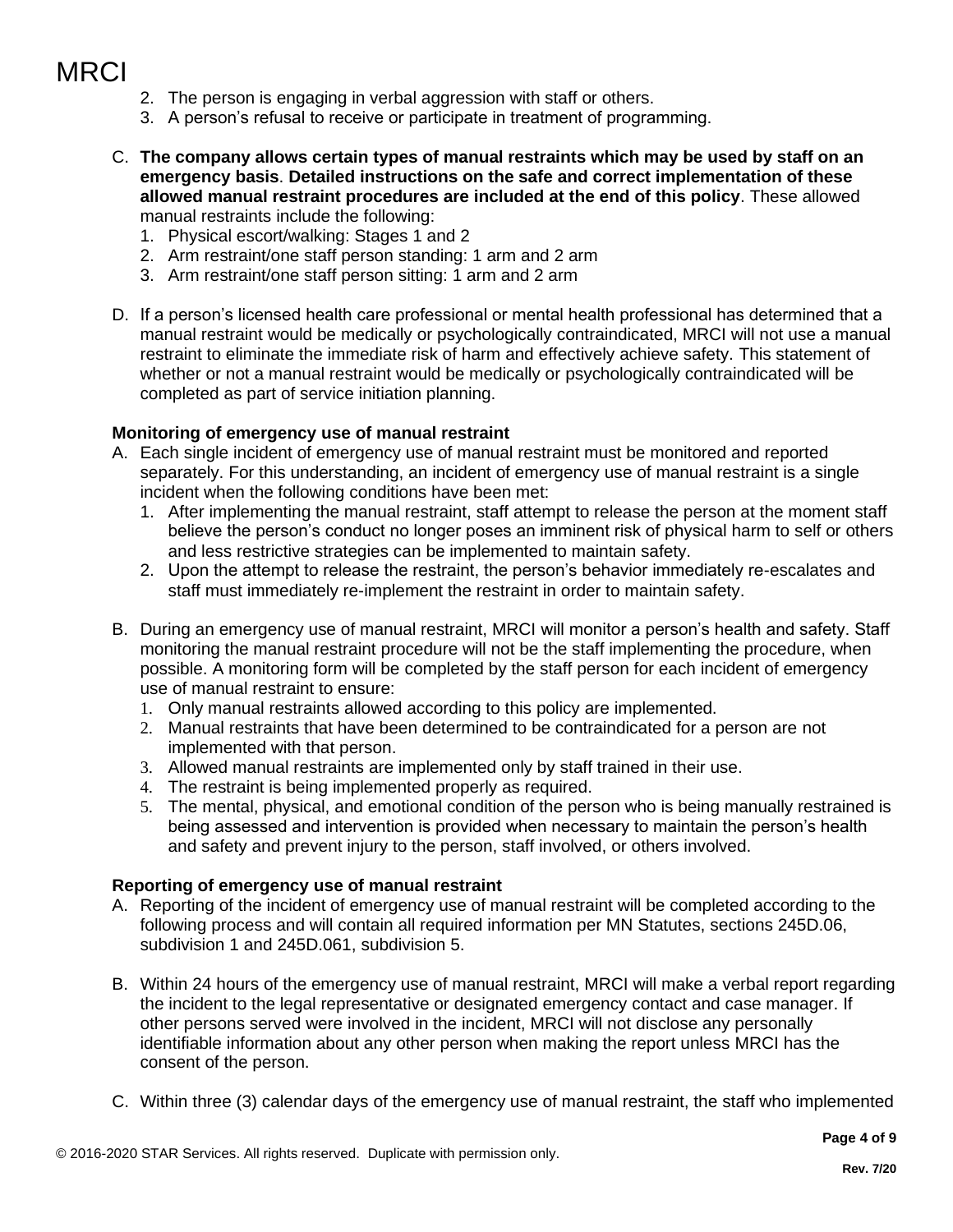2. The person is engaging in verbal aggression with staff or others.
3. A person's refusal to receive or participate in treatment of programming.

C. **The company allows certain types of manual restraints which may be used by staff on an emergency basis**. **Detailed instructions on the safe and correct implementation of these allowed manual restraint procedures are included at the end of this policy**. These allowed manual restraints include the following:
   1. Physical escort/walking: Stages 1 and 2
   2. Arm restraint/one staff person standing: 1 arm and 2 arm
   3. Arm restraint/one staff person sitting: 1 arm and 2 arm

D. If a person's licensed health care professional or mental health professional has determined that a manual restraint would be medically or psychologically contraindicated, MRCI will not use a manual restraint to eliminate the immediate risk of harm and effectively achieve safety. This statement of whether or not a manual restraint would be medically or psychologically contraindicated will be completed as part of service initiation planning.

**Monitoring of emergency use of manual restraint**

A. Each single incident of emergency use of manual restraint must be monitored and reported separately. For this understanding, an incident of emergency use of manual restraint is a single incident when the following conditions have been met:
   1. After implementing the manual restraint, staff attempt to release the person at the moment staff believe the person's conduct no longer poses an imminent risk of physical harm to self or others and less restrictive strategies can be implemented to maintain safety.
   2. Upon the attempt to release the restraint, the person's behavior immediately re-escalates and staff must immediately re-implement the restraint in order to maintain safety.

B. During an emergency use of manual restraint, MRCI will monitor a person's health and safety. Staff monitoring the manual restraint procedure will not be the staff implementing the procedure, when possible. A monitoring form will be completed by the staff person for each incident of emergency use of manual restraint to ensure:
   1. Only manual restraints allowed according to this policy are implemented.
   2. Manual restraints that have been determined to be contraindicated for a person are not implemented with that person.
   3. Allowed manual restraints are implemented only by staff trained in their use.
   4. The restraint is being implemented properly as required.
   5. The mental, physical, and emotional condition of the person who is being manually restrained is being assessed and intervention is provided when necessary to maintain the person's health and safety and prevent injury to the person, staff involved, or others involved.

**Reporting of emergency use of manual restraint**

A. Reporting of the incident of emergency use of manual restraint will be completed according to the following process and will contain all required information per MN Statutes, sections 245D.06, subdivision 1 and 245D.061, subdivision 5.

B. Within 24 hours of the emergency use of manual restraint, MRCI will make a verbal report regarding the incident to the legal representative or designated emergency contact and case manager. If other persons served were involved in the incident, MRCI will not disclose any personally identifiable information about any other person when making the report unless MRCI has the consent of the person.

C. Within three (3) calendar days of the emergency use of manual restraint, the staff who implemented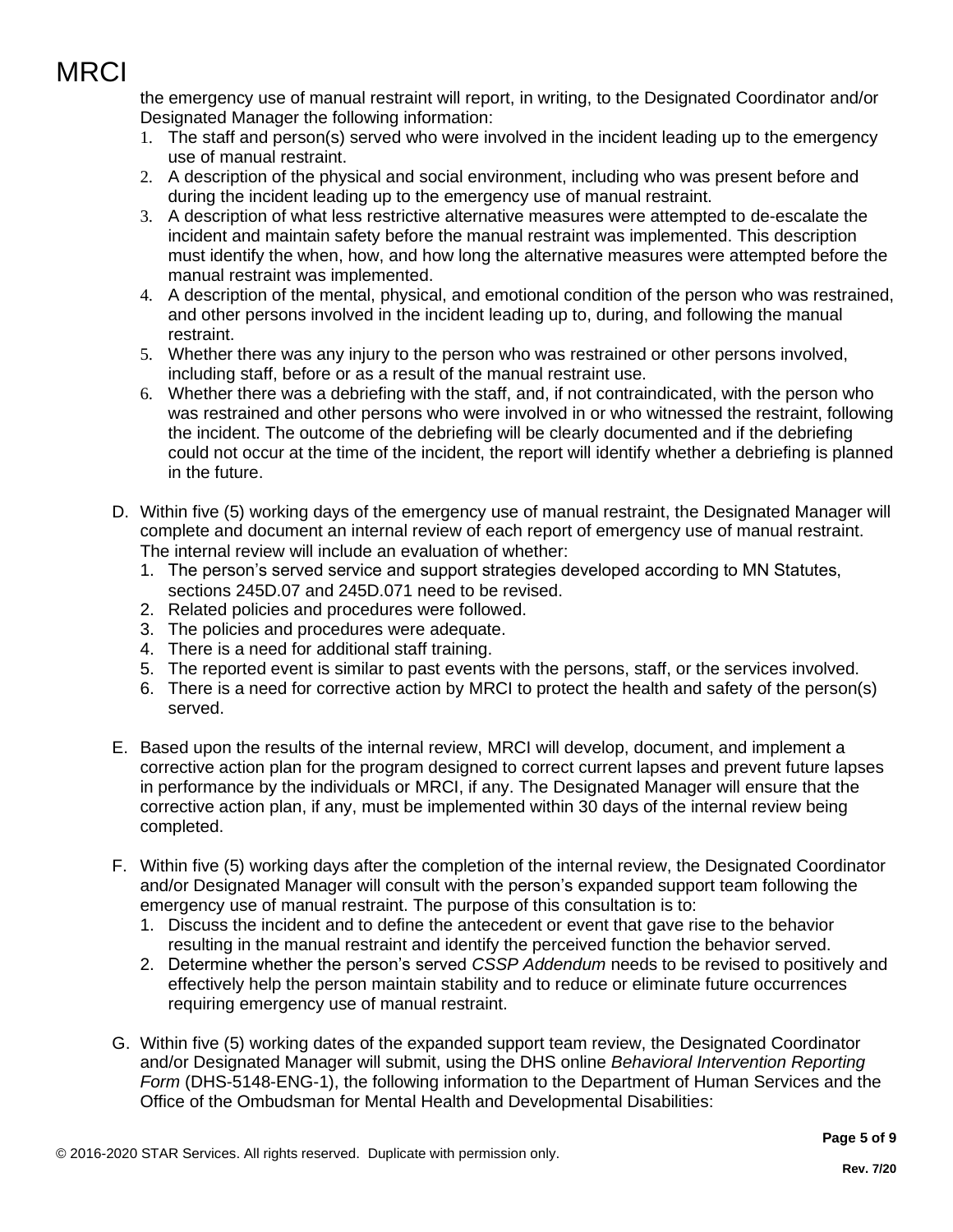the emergency use of manual restraint will report, in writing, to the Designated Coordinator and/or Designated Manager the following information:

1. The staff and person(s) served who were involved in the incident leading up to the emergency use of manual restraint.
2. A description of the physical and social environment, including who was present before and during the incident leading up to the emergency use of manual restraint.
3. A description of what less restrictive alternative measures were attempted to de-escalate the incident and maintain safety before the manual restraint was implemented. This description must identify the when, how, and how long the alternative measures were attempted before the manual restraint was implemented.
4. A description of the mental, physical, and emotional condition of the person who was restrained, and other persons involved in the incident leading up to, during, and following the manual restraint.
5. Whether there was any injury to the person who was restrained or other persons involved, including staff, before or as a result of the manual restraint use.
6. Whether there was a debriefing with the staff, and, if not contraindicated, with the person who was restrained and other persons who were involved in or who witnessed the restraint, following the incident. The outcome of the debriefing will be clearly documented and if the debriefing could not occur at the time of the incident, the report will identify whether a debriefing is planned in the future.

D. Within five (5) working days of the emergency use of manual restraint, the Designated Manager will complete and document an internal review of each report of emergency use of manual restraint. The internal review will include an evaluation of whether:
   1. The person's served service and support strategies developed according to MN Statutes, sections 245D.07 and 245D.071 need to be revised.
   2. Related policies and procedures were followed.
   3. The policies and procedures were adequate.
   4. There is a need for additional staff training.
   5. The reported event is similar to past events with the persons, staff, or the services involved.
   6. There is a need for corrective action by MRCI to protect the health and safety of the person(s) served.

E. Based upon the results of the internal review, MRCI will develop, document, and implement a corrective action plan for the program designed to correct current lapses and prevent future lapses in performance by the individuals or MRCI, if any. The Designated Manager will ensure that the corrective action plan, if any, must be implemented within 30 days of the internal review being completed.

F. Within five (5) working days after the completion of the internal review, the Designated Coordinator and/or Designated Manager will consult with the person's expanded support team following the emergency use of manual restraint. The purpose of this consultation is to:
   1. Discuss the incident and to define the antecedent or event that gave rise to the behavior resulting in the manual restraint and identify the perceived function the behavior served.
   2. Determine whether the person's served *CSSP Addendum* needs to be revised to positively and effectively help the person maintain stability and to reduce or eliminate future occurrences requiring emergency use of manual restraint.

G. Within five (5) working dates of the expanded support team review, the Designated Coordinator and/or Designated Manager will submit, using the DHS online *Behavioral Intervention Reporting Form* (DHS-5148-ENG-1), the following information to the Department of Human Services and the Office of the Ombudsman for Mental Health and Developmental Disabilities: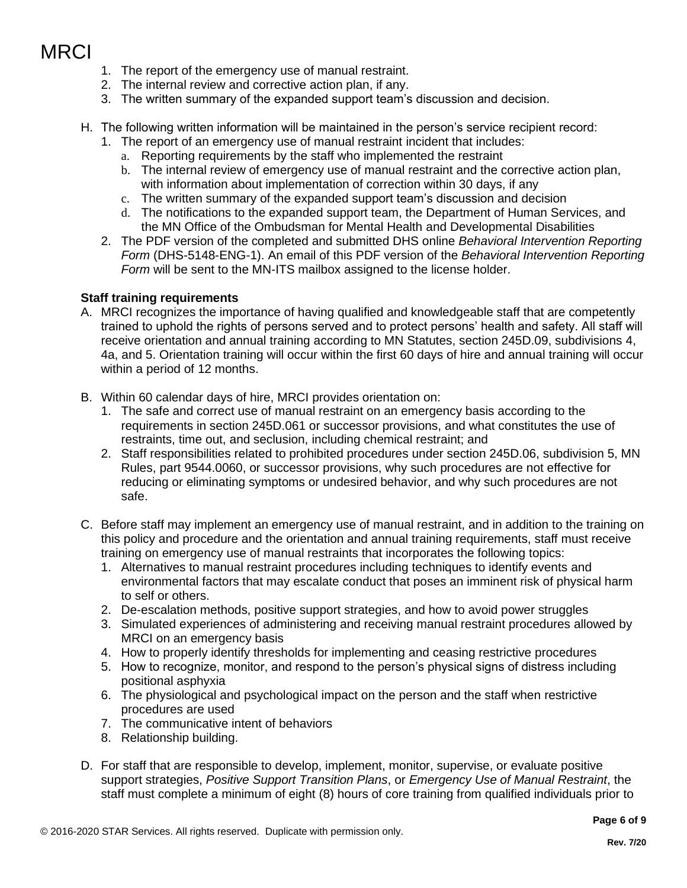1. The report of the emergency use of manual restraint.
2. The internal review and corrective action plan, if any.
3. The written summary of the expanded support team's discussion and decision.

H. The following written information will be maintained in the person's service recipient record:
   1. The report of an emergency use of manual restraint incident that includes:
      a. Reporting requirements by the staff who implemented the restraint
      b. The internal review of emergency use of manual restraint and the corrective action plan, with information about implementation of correction within 30 days, if any
      c. The written summary of the expanded support team's discussion and decision
      d. The notifications to the expanded support team, the Department of Human Services, and the MN Office of the Ombudsman for Mental Health and Developmental Disabilities
   2. The PDF version of the completed and submitted DHS online *Behavioral Intervention Reporting Form* (DHS-5148-ENG-1). An email of this PDF version of the *Behavioral Intervention Reporting Form* will be sent to the MN-ITS mailbox assigned to the license holder.

**Staff training requirements**

A. MRCI recognizes the importance of having qualified and knowledgeable staff that are competently trained to uphold the rights of persons served and to protect persons' health and safety. All staff will receive orientation and annual training according to MN Statutes, section 245D.09, subdivisions 4, 4a, and 5. Orientation training will occur within the first 60 days of hire and annual training will occur within a period of 12 months.

B. Within 60 calendar days of hire, MRCI provides orientation on:
   1. The safe and correct use of manual restraint on an emergency basis according to the requirements in section 245D.061 or successor provisions, and what constitutes the use of restraints, time out, and seclusion, including chemical restraint; and
   2. Staff responsibilities related to prohibited procedures under section 245D.06, subdivision 5, MN Rules, part 9544.0060, or successor provisions, why such procedures are not effective for reducing or eliminating symptoms or undesired behavior, and why such procedures are not safe.

C. Before staff may implement an emergency use of manual restraint, and in addition to the training on this policy and procedure and the orientation and annual training requirements, staff must receive training on emergency use of manual restraints that incorporates the following topics:
   1. Alternatives to manual restraint procedures including techniques to identify events and environmental factors that may escalate conduct that poses an imminent risk of physical harm to self or others.
   2. De-escalation methods, positive support strategies, and how to avoid power struggles
   3. Simulated experiences of administering and receiving manual restraint procedures allowed by MRCI on an emergency basis
   4. How to properly identify thresholds for implementing and ceasing restrictive procedures
   5. How to recognize, monitor, and respond to the person's physical signs of distress including positional asphyxia
   6. The physiological and psychological impact on the person and the staff when restrictive procedures are used
   7. The communicative intent of behaviors
   8. Relationship building.

D. For staff that are responsible to develop, implement, monitor, supervise, or evaluate positive support strategies, *Positive Support Transition Plans*, or *Emergency Use of Manual Restraint*, the staff must complete a minimum of eight (8) hours of core training from qualified individuals prior to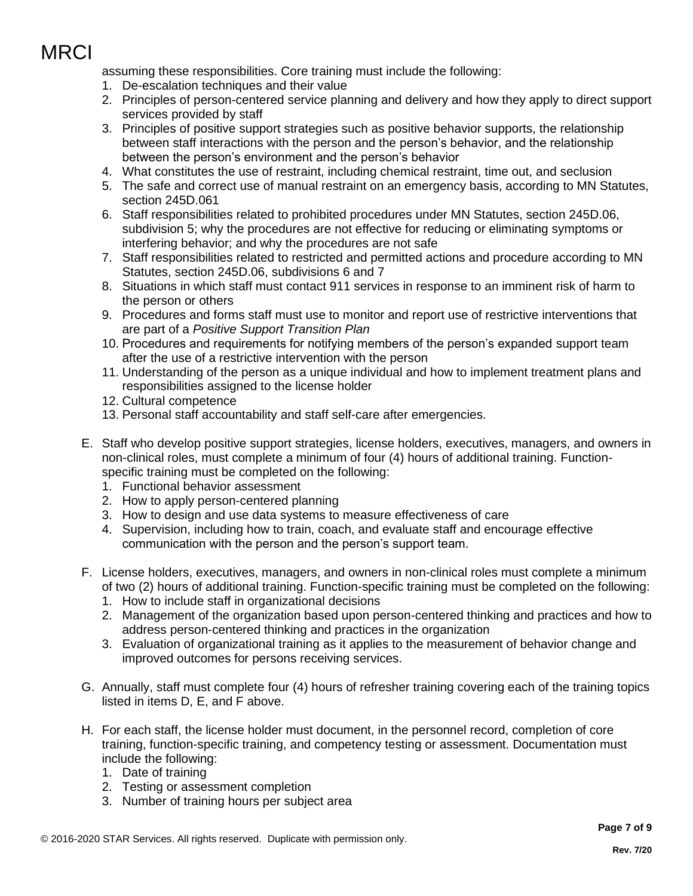assuming these responsibilities. Core training must include the following:

1. De-escalation techniques and their value
2. Principles of person-centered service planning and delivery and how they apply to direct support services provided by staff
3. Principles of positive support strategies such as positive behavior supports, the relationship between staff interactions with the person and the person's behavior, and the relationship between the person's environment and the person's behavior
4. What constitutes the use of restraint, including chemical restraint, time out, and seclusion
5. The safe and correct use of manual restraint on an emergency basis, according to MN Statutes, section 245D.061
6. Staff responsibilities related to prohibited procedures under MN Statutes, section 245D.06, subdivision 5; why the procedures are not effective for reducing or eliminating symptoms or interfering behavior; and why the procedures are not safe
7. Staff responsibilities related to restricted and permitted actions and procedure according to MN Statutes, section 245D.06, subdivisions 6 and 7
8. Situations in which staff must contact 911 services in response to an imminent risk of harm to the person or others
9. Procedures and forms staff must use to monitor and report use of restrictive interventions that are part of a *Positive Support Transition Plan*
10. Procedures and requirements for notifying members of the person's expanded support team after the use of a restrictive intervention with the person
11. Understanding of the person as a unique individual and how to implement treatment plans and responsibilities assigned to the license holder
12. Cultural competence
13. Personal staff accountability and staff self-care after emergencies.

E. Staff who develop positive support strategies, license holders, executives, managers, and owners in non-clinical roles, must complete a minimum of four (4) hours of additional training. Function-specific training must be completed on the following:
   1. Functional behavior assessment
   2. How to apply person-centered planning
   3. How to design and use data systems to measure effectiveness of care
   4. Supervision, including how to train, coach, and evaluate staff and encourage effective communication with the person and the person's support team.

F. License holders, executives, managers, and owners in non-clinical roles must complete a minimum of two (2) hours of additional training. Function-specific training must be completed on the following:
   1. How to include staff in organizational decisions
   2. Management of the organization based upon person-centered thinking and practices and how to address person-centered thinking and practices in the organization
   3. Evaluation of organizational training as it applies to the measurement of behavior change and improved outcomes for persons receiving services.

G. Annually, staff must complete four (4) hours of refresher training covering each of the training topics listed in items D, E, and F above.

H. For each staff, the license holder must document, in the personnel record, completion of core training, function-specific training, and competency testing or assessment. Documentation must include the following:
   1. Date of training
   2. Testing or assessment completion
   3. Number of training hours per subject area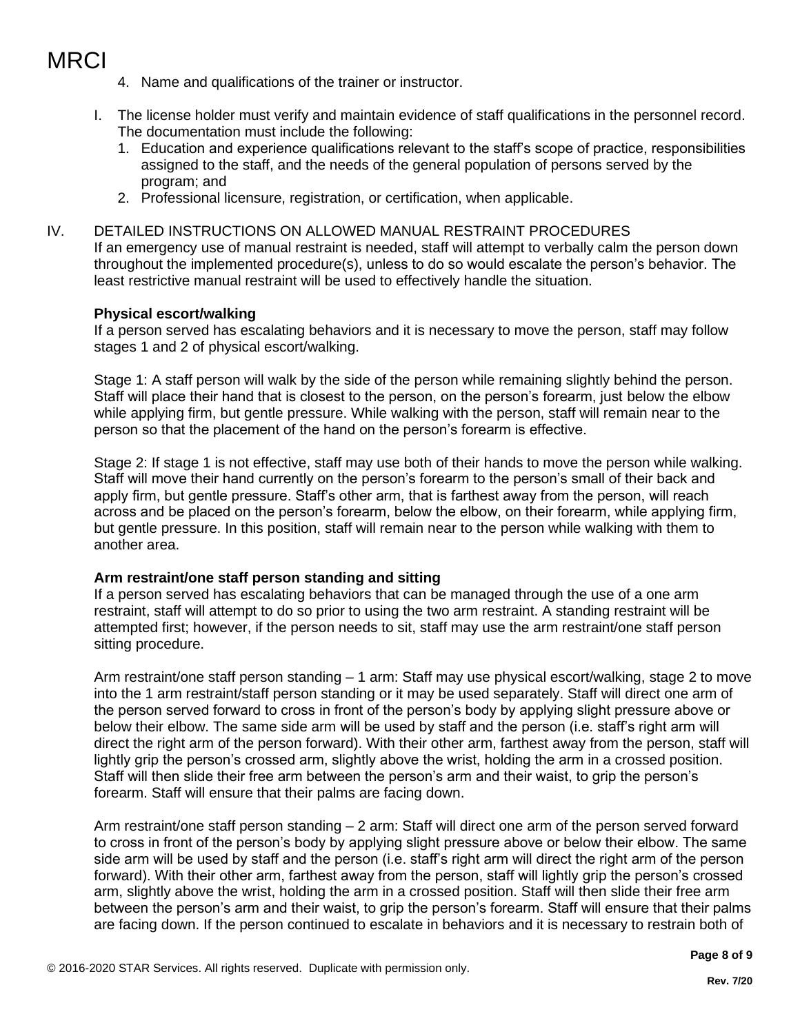4. Name and qualifications of the trainer or instructor.

I. The license holder must verify and maintain evidence of staff qualifications in the personnel record. The documentation must include the following:
   1. Education and experience qualifications relevant to the staff's scope of practice, responsibilities assigned to the staff, and the needs of the general population of persons served by the program; and
   2. Professional licensure, registration, or certification, when applicable.

IV. DETAILED INSTRUCTIONS ON ALLOWED MANUAL RESTRAINT PROCEDURES

If an emergency use of manual restraint is needed, staff will attempt to verbally calm the person down throughout the implemented procedure(s), unless to do so would escalate the person's behavior. The least restrictive manual restraint will be used to effectively handle the situation.

**Physical escort/walking**

If a person served has escalating behaviors and it is necessary to move the person, staff may follow stages 1 and 2 of physical escort/walking.

Stage 1: A staff person will walk by the side of the person while remaining slightly behind the person. Staff will place their hand that is closest to the person, on the person's forearm, just below the elbow while applying firm, but gentle pressure. While walking with the person, staff will remain near to the person so that the placement of the hand on the person's forearm is effective.

Stage 2: If stage 1 is not effective, staff may use both of their hands to move the person while walking. Staff will move their hand currently on the person's forearm to the person's small of their back and apply firm, but gentle pressure. Staff's other arm, that is farthest away from the person, will reach across and be placed on the person's forearm, below the elbow, on their forearm, while applying firm, but gentle pressure. In this position, staff will remain near to the person while walking with them to another area.

**Arm restraint/one staff person standing and sitting**

If a person served has escalating behaviors that can be managed through the use of a one arm restraint, staff will attempt to do so prior to using the two arm restraint. A standing restraint will be attempted first; however, if the person needs to sit, staff may use the arm restraint/one staff person sitting procedure.

Arm restraint/one staff person standing – 1 arm: Staff may use physical escort/walking, stage 2 to move into the 1 arm restraint/staff person standing or it may be used separately. Staff will direct one arm of the person served forward to cross in front of the person's body by applying slight pressure above or below their elbow. The same side arm will be used by staff and the person (i.e. staff's right arm will direct the right arm of the person forward). With their other arm, farthest away from the person, staff will lightly grip the person's crossed arm, slightly above the wrist, holding the arm in a crossed position. Staff will then slide their free arm between the person's arm and their waist, to grip the person's forearm. Staff will ensure that their palms are facing down.

Arm restraint/one staff person standing – 2 arm: Staff will direct one arm of the person served forward to cross in front of the person's body by applying slight pressure above or below their elbow. The same side arm will be used by staff and the person (i.e. staff's right arm will direct the right arm of the person forward). With their other arm, farthest away from the person, staff will lightly grip the person's crossed arm, slightly above the wrist, holding the arm in a crossed position. Staff will then slide their free arm between the person's arm and their waist, to grip the person's forearm. Staff will ensure that their palms are facing down. If the person continued to escalate in behaviors and it is necessary to restrain both of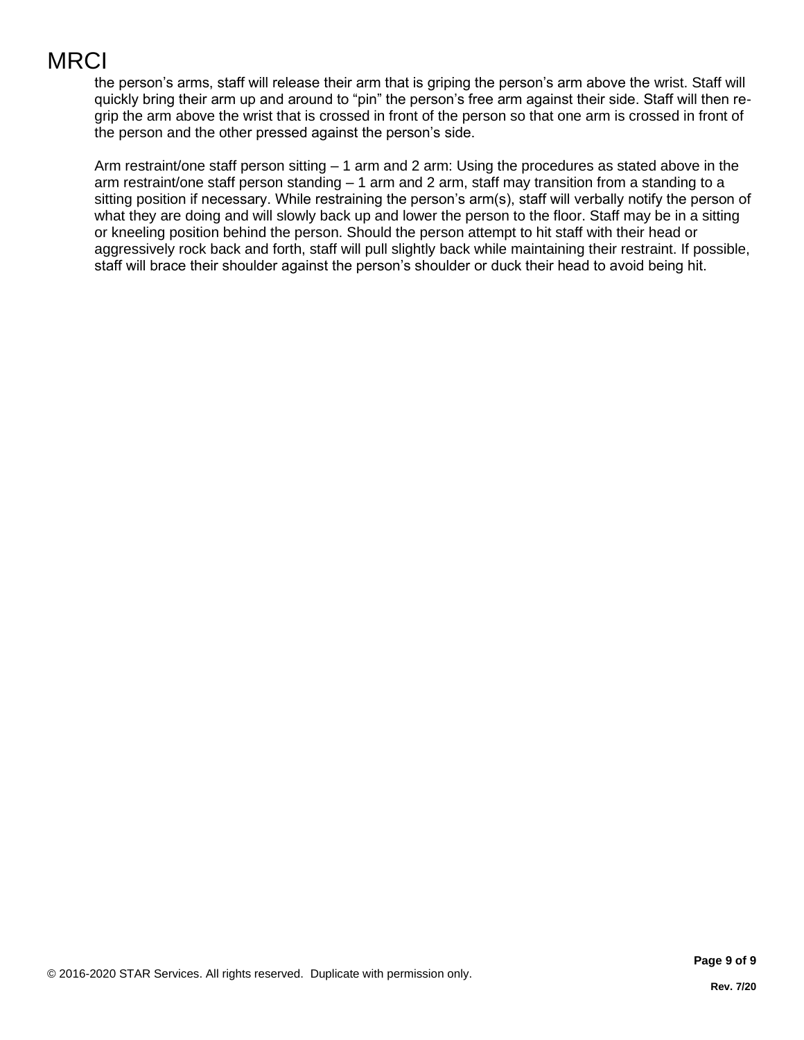the person's arms, staff will release their arm that is griping the person's arm above the wrist. Staff will quickly bring their arm up and around to "pin" the person's free arm against their side. Staff will then re-grip the arm above the wrist that is crossed in front of the person so that one arm is crossed in front of the person and the other pressed against the person's side.

Arm restraint/one staff person sitting – 1 arm and 2 arm: Using the procedures as stated above in the arm restraint/one staff person standing – 1 arm and 2 arm, staff may transition from a standing to a sitting position if necessary. While restraining the person's arm(s), staff will verbally notify the person of what they are doing and will slowly back up and lower the person to the floor. Staff may be in a sitting or kneeling position behind the person. Should the person attempt to hit staff with their head or aggressively rock back and forth, staff will pull slightly back while maintaining their restraint. If possible, staff will brace their shoulder against the person's shoulder or duck their head to avoid being hit.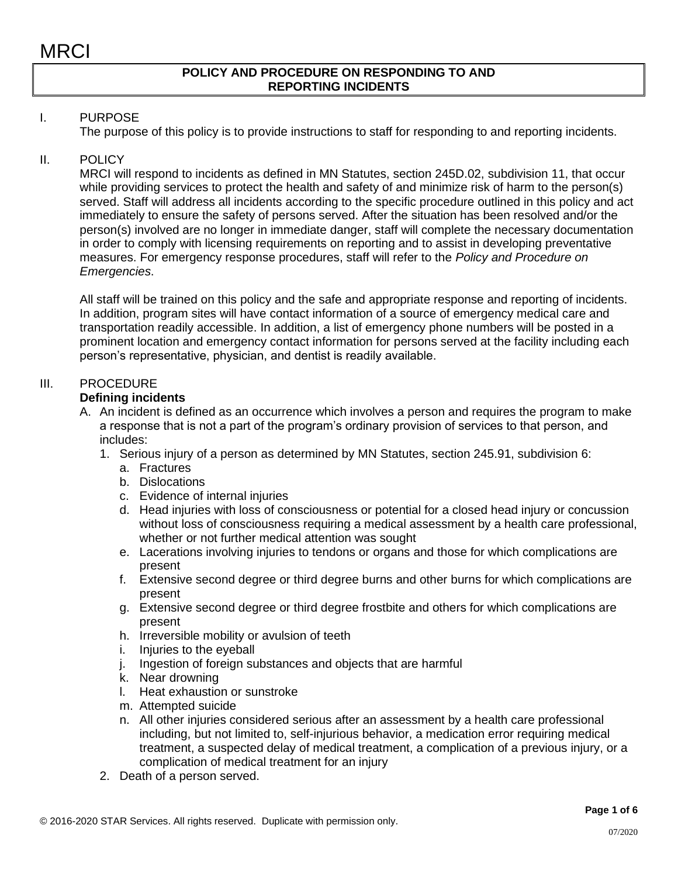# MRCI

## POLICY AND PROCEDURE ON RESPONDING TO AND REPORTING INCIDENTS

I. PURPOSE

The purpose of this policy is to provide instructions to staff for responding to and reporting incidents.

II. POLICY

MRCI will respond to incidents as defined in MN Statutes, section 245D.02, subdivision 11, that occur while providing services to protect the health and safety of and minimize risk of harm to the person(s) served. Staff will address all incidents according to the specific procedure outlined in this policy and act immediately to ensure the safety of persons served. After the situation has been resolved and/or the person(s) involved are no longer in immediate danger, staff will complete the necessary documentation in order to comply with licensing requirements on reporting and to assist in developing preventative measures. For emergency response procedures, staff will refer to the *Policy and Procedure on Emergencies*.

All staff will be trained on this policy and the safe and appropriate response and reporting of incidents. In addition, program sites will have contact information of a source of emergency medical care and transportation readily accessible. In addition, a list of emergency phone numbers will be posted in a prominent location and emergency contact information for persons served at the facility including each person's representative, physician, and dentist is readily available.

III. PROCEDURE

**Defining incidents**

A. An incident is defined as an occurrence which involves a person and requires the program to make a response that is not a part of the program's ordinary provision of services to that person, and includes:
   1. Serious injury of a person as determined by MN Statutes, section 245.91, subdivision 6:
      a. Fractures
      b. Dislocations
      c. Evidence of internal injuries
      d. Head injuries with loss of consciousness or potential for a closed head injury or concussion without loss of consciousness requiring a medical assessment by a health care professional, whether or not further medical attention was sought
      e. Lacerations involving injuries to tendons or organs and those for which complications are present
      f. Extensive second degree or third degree burns and other burns for which complications are present
      g. Extensive second degree or third degree frostbite and others for which complications are present
      h. Irreversible mobility or avulsion of teeth
      i. Injuries to the eyeball
      j. Ingestion of foreign substances and objects that are harmful
      k. Near drowning
      l. Heat exhaustion or sunstroke
      m. Attempted suicide
      n. All other injuries considered serious after an assessment by a health care professional including, but not limited to, self-injurious behavior, a medication error requiring medical treatment, a suspected delay of medical treatment, a complication of a previous injury, or a complication of medical treatment for an injury
   2. Death of a person served.

© 2016-2020 STAR Services. All rights reserved. Duplicate with permission only.

07/2020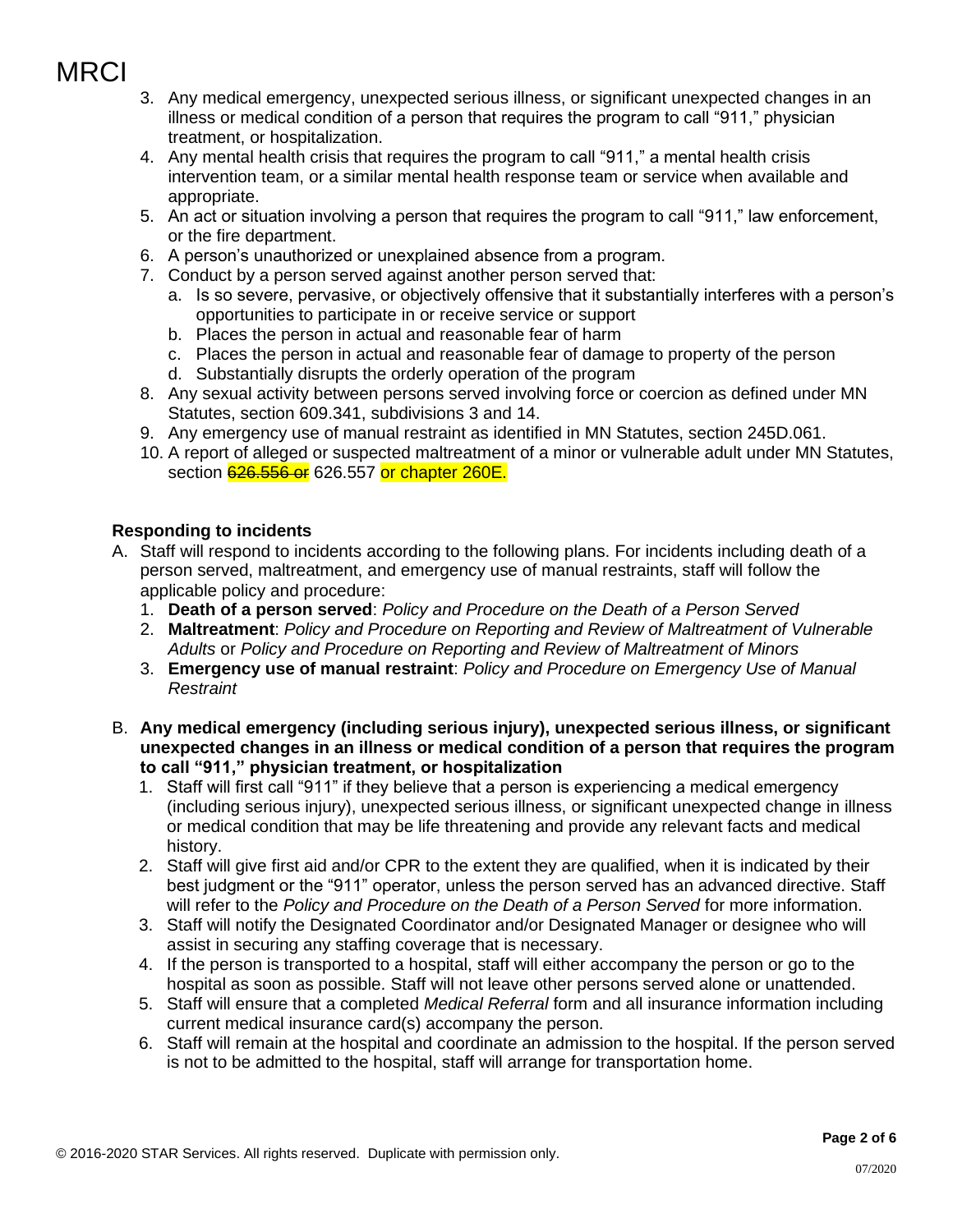3. Any medical emergency, unexpected serious illness, or significant unexpected changes in an illness or medical condition of a person that requires the program to call "911," physician treatment, or hospitalization.
4. Any mental health crisis that requires the program to call "911," a mental health crisis intervention team, or a similar mental health response team or service when available and appropriate.
5. An act or situation involving a person that requires the program to call "911," law enforcement, or the fire department.
6. A person's unauthorized or unexplained absence from a program.
7. Conduct by a person served against another person served that:
   a. Is so severe, pervasive, or objectively offensive that it substantially interferes with a person's opportunities to participate in or receive service or support
   b. Places the person in actual and reasonable fear of harm
   c. Places the person in actual and reasonable fear of damage to property of the person
   d. Substantially disrupts the orderly operation of the program
8. Any sexual activity between persons served involving force or coercion as defined under MN Statutes, section 609.341, subdivisions 3 and 14.
9. Any emergency use of manual restraint as identified in MN Statutes, section 245D.061.
10. A report of alleged or suspected maltreatment of a minor or vulnerable adult under MN Statutes, section ~~626.556 or~~ 626.557 or chapter 260E.

**Responding to incidents**

A. Staff will respond to incidents according to the following plans. For incidents including death of a person served, maltreatment, and emergency use of manual restraints, staff will follow the applicable policy and procedure:
   1. **Death of a person served**: *Policy and Procedure on the Death of a Person Served*
   2. **Maltreatment**: *Policy and Procedure on Reporting and Review of Maltreatment of Vulnerable Adults* or *Policy and Procedure on Reporting and Review of Maltreatment of Minors*
   3. **Emergency use of manual restraint**: *Policy and Procedure on Emergency Use of Manual Restraint*

B. **Any medical emergency (including serious injury), unexpected serious illness, or significant unexpected changes in an illness or medical condition of a person that requires the program to call "911," physician treatment, or hospitalization**
   1. Staff will first call "911" if they believe that a person is experiencing a medical emergency (including serious injury), unexpected serious illness, or significant unexpected change in illness or medical condition that may be life threatening and provide any relevant facts and medical history.
   2. Staff will give first aid and/or CPR to the extent they are qualified, when it is indicated by their best judgment or the "911" operator, unless the person served has an advanced directive. Staff will refer to the *Policy and Procedure on the Death of a Person Served* for more information.
   3. Staff will notify the Designated Coordinator and/or Designated Manager or designee who will assist in securing any staffing coverage that is necessary.
   4. If the person is transported to a hospital, staff will either accompany the person or go to the hospital as soon as possible. Staff will not leave other persons served alone or unattended.
   5. Staff will ensure that a completed *Medical Referral* form and all insurance information including current medical insurance card(s) accompany the person.
   6. Staff will remain at the hospital and coordinate an admission to the hospital. If the person served is not to be admitted to the hospital, staff will arrange for transportation home.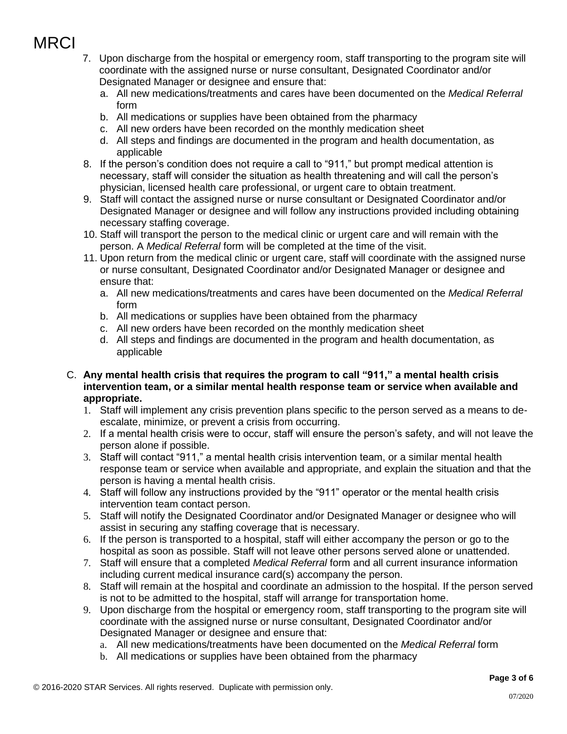7. Upon discharge from the hospital or emergency room, staff transporting to the program site will coordinate with the assigned nurse or nurse consultant, Designated Coordinator and/or Designated Manager or designee and ensure that:
   a. All new medications/treatments and cares have been documented on the *Medical Referral* form
   b. All medications or supplies have been obtained from the pharmacy
   c. All new orders have been recorded on the monthly medication sheet
   d. All steps and findings are documented in the program and health documentation, as applicable
8. If the person's condition does not require a call to "911," but prompt medical attention is necessary, staff will consider the situation as health threatening and will call the person's physician, licensed health care professional, or urgent care to obtain treatment.
9. Staff will contact the assigned nurse or nurse consultant or Designated Coordinator and/or Designated Manager or designee and will follow any instructions provided including obtaining necessary staffing coverage.
10. Staff will transport the person to the medical clinic or urgent care and will remain with the person. A *Medical Referral* form will be completed at the time of the visit.
11. Upon return from the medical clinic or urgent care, staff will coordinate with the assigned nurse or nurse consultant, Designated Coordinator and/or Designated Manager or designee and ensure that:
   a. All new medications/treatments and cares have been documented on the *Medical Referral* form
   b. All medications or supplies have been obtained from the pharmacy
   c. All new orders have been recorded on the monthly medication sheet
   d. All steps and findings are documented in the program and health documentation, as applicable

C. **Any mental health crisis that requires the program to call "911," a mental health crisis intervention team, or a similar mental health response team or service when available and appropriate.**
   1. Staff will implement any crisis prevention plans specific to the person served as a means to de-escalate, minimize, or prevent a crisis from occurring.
   2. If a mental health crisis were to occur, staff will ensure the person's safety, and will not leave the person alone if possible.
   3. Staff will contact "911," a mental health crisis intervention team, or a similar mental health response team or service when available and appropriate, and explain the situation and that the person is having a mental health crisis.
   4. Staff will follow any instructions provided by the "911" operator or the mental health crisis intervention team contact person.
   5. Staff will notify the Designated Coordinator and/or Designated Manager or designee who will assist in securing any staffing coverage that is necessary.
   6. If the person is transported to a hospital, staff will either accompany the person or go to the hospital as soon as possible. Staff will not leave other persons served alone or unattended.
   7. Staff will ensure that a completed *Medical Referral* form and all current insurance information including current medical insurance card(s) accompany the person.
   8. Staff will remain at the hospital and coordinate an admission to the hospital. If the person served is not to be admitted to the hospital, staff will arrange for transportation home.
   9. Upon discharge from the hospital or emergency room, staff transporting to the program site will coordinate with the assigned nurse or nurse consultant, Designated Coordinator and/or Designated Manager or designee and ensure that:
      a. All new medications/treatments have been documented on the *Medical Referral* form
      b. All medications or supplies have been obtained from the pharmacy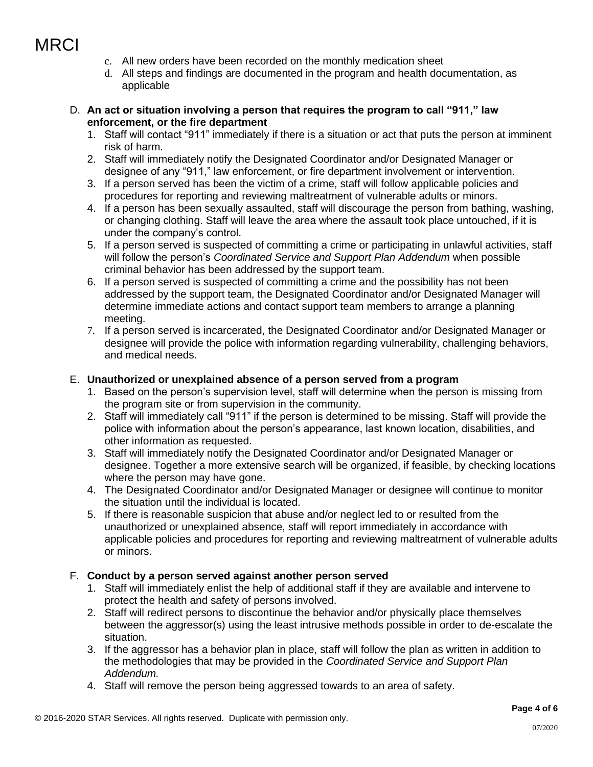c. All new orders have been recorded on the monthly medication sheet
d. All steps and findings are documented in the program and health documentation, as applicable

D. **An act or situation involving a person that requires the program to call "911," law enforcement, or the fire department**

1. Staff will contact "911" immediately if there is a situation or act that puts the person at imminent risk of harm.
2. Staff will immediately notify the Designated Coordinator and/or Designated Manager or designee of any "911," law enforcement, or fire department involvement or intervention.
3. If a person served has been the victim of a crime, staff will follow applicable policies and procedures for reporting and reviewing maltreatment of vulnerable adults or minors.
4. If a person has been sexually assaulted, staff will discourage the person from bathing, washing, or changing clothing. Staff will leave the area where the assault took place untouched, if it is under the company's control.
5. If a person served is suspected of committing a crime or participating in unlawful activities, staff will follow the person's *Coordinated Service and Support Plan Addendum* when possible criminal behavior has been addressed by the support team.
6. If a person served is suspected of committing a crime and the possibility has not been addressed by the support team, the Designated Coordinator and/or Designated Manager will determine immediate actions and contact support team members to arrange a planning meeting.
7. If a person served is incarcerated, the Designated Coordinator and/or Designated Manager or designee will provide the police with information regarding vulnerability, challenging behaviors, and medical needs.

E. **Unauthorized or unexplained absence of a person served from a program**

1. Based on the person's supervision level, staff will determine when the person is missing from the program site or from supervision in the community.
2. Staff will immediately call "911" if the person is determined to be missing. Staff will provide the police with information about the person's appearance, last known location, disabilities, and other information as requested.
3. Staff will immediately notify the Designated Coordinator and/or Designated Manager or designee. Together a more extensive search will be organized, if feasible, by checking locations where the person may have gone.
4. The Designated Coordinator and/or Designated Manager or designee will continue to monitor the situation until the individual is located.
5. If there is reasonable suspicion that abuse and/or neglect led to or resulted from the unauthorized or unexplained absence, staff will report immediately in accordance with applicable policies and procedures for reporting and reviewing maltreatment of vulnerable adults or minors.

F. **Conduct by a person served against another person served**

1. Staff will immediately enlist the help of additional staff if they are available and intervene to protect the health and safety of persons involved.
2. Staff will redirect persons to discontinue the behavior and/or physically place themselves between the aggressor(s) using the least intrusive methods possible in order to de-escalate the situation.
3. If the aggressor has a behavior plan in place, staff will follow the plan as written in addition to the methodologies that may be provided in the *Coordinated Service and Support Plan Addendum.*
4. Staff will remove the person being aggressed towards to an area of safety.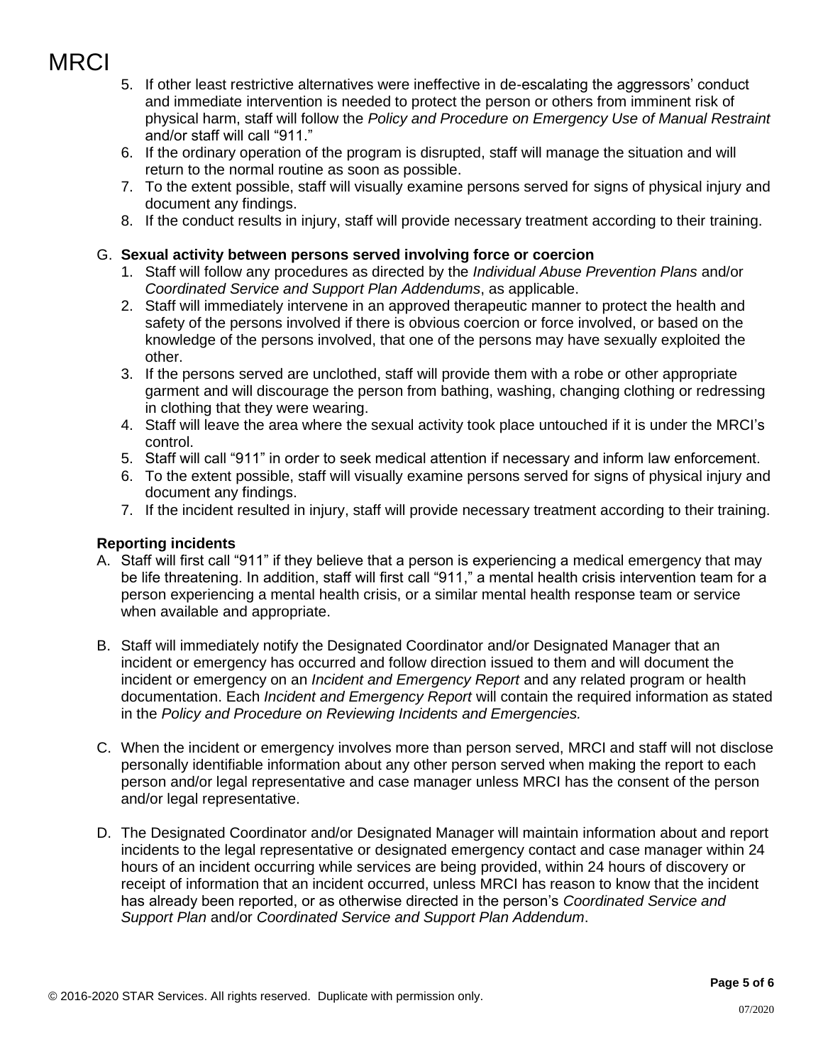5. If other least restrictive alternatives were ineffective in de-escalating the aggressors' conduct and immediate intervention is needed to protect the person or others from imminent risk of physical harm, staff will follow the *Policy and Procedure on Emergency Use of Manual Restraint* and/or staff will call "911."
6. If the ordinary operation of the program is disrupted, staff will manage the situation and will return to the normal routine as soon as possible.
7. To the extent possible, staff will visually examine persons served for signs of physical injury and document any findings.
8. If the conduct results in injury, staff will provide necessary treatment according to their training.

G. **Sexual activity between persons served involving force or coercion**

1. Staff will follow any procedures as directed by the *Individual Abuse Prevention Plans* and/or *Coordinated Service and Support Plan Addendums*, as applicable.
2. Staff will immediately intervene in an approved therapeutic manner to protect the health and safety of the persons involved if there is obvious coercion or force involved, or based on the knowledge of the persons involved, that one of the persons may have sexually exploited the other.
3. If the persons served are unclothed, staff will provide them with a robe or other appropriate garment and will discourage the person from bathing, washing, changing clothing or redressing in clothing that they were wearing.
4. Staff will leave the area where the sexual activity took place untouched if it is under the MRCI's control.
5. Staff will call "911" in order to seek medical attention if necessary and inform law enforcement.
6. To the extent possible, staff will visually examine persons served for signs of physical injury and document any findings.
7. If the incident resulted in injury, staff will provide necessary treatment according to their training.

**Reporting incidents**

A. Staff will first call "911" if they believe that a person is experiencing a medical emergency that may be life threatening. In addition, staff will first call "911," a mental health crisis intervention team for a person experiencing a mental health crisis, or a similar mental health response team or service when available and appropriate.

B. Staff will immediately notify the Designated Coordinator and/or Designated Manager that an incident or emergency has occurred and follow direction issued to them and will document the incident or emergency on an *Incident and Emergency Report* and any related program or health documentation. Each *Incident and Emergency Report* will contain the required information as stated in the *Policy and Procedure on Reviewing Incidents and Emergencies.*

C. When the incident or emergency involves more than person served, MRCI and staff will not disclose personally identifiable information about any other person served when making the report to each person and/or legal representative and case manager unless MRCI has the consent of the person and/or legal representative.

D. The Designated Coordinator and/or Designated Manager will maintain information about and report incidents to the legal representative or designated emergency contact and case manager within 24 hours of an incident occurring while services are being provided, within 24 hours of discovery or receipt of information that an incident occurred, unless MRCI has reason to know that the incident has already been reported, or as otherwise directed in the person's *Coordinated Service and Support Plan* and/or *Coordinated Service and Support Plan Addendum*.

© 2016-2020 STAR Services. All rights reserved. Duplicate with permission only.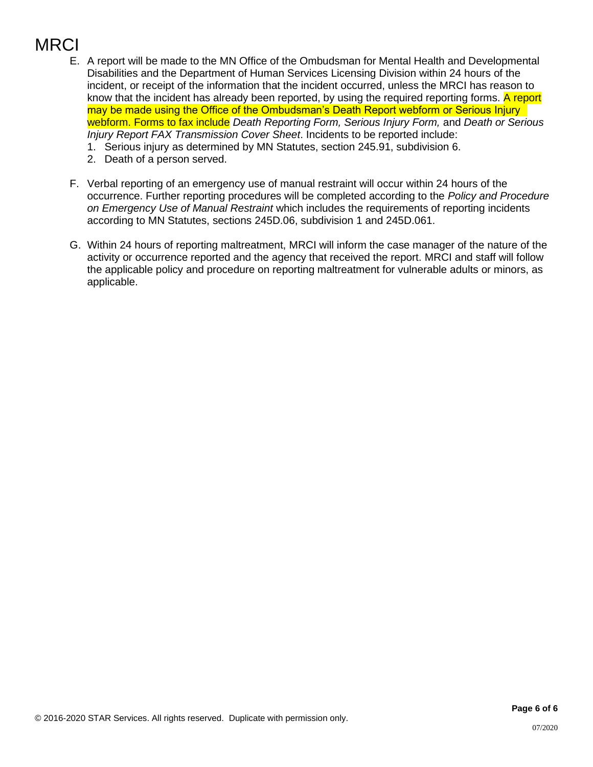E. A report will be made to the MN Office of the Ombudsman for Mental Health and Developmental Disabilities and the Department of Human Services Licensing Division within 24 hours of the incident, or receipt of the information that the incident occurred, unless the MRCI has reason to know that the incident has already been reported, by using the required reporting forms. A report may be made using the Office of the Ombudsman's Death Report webform or Serious Injury webform. Forms to fax include *Death Reporting Form, Serious Injury Form,* and *Death or Serious Injury Report FAX Transmission Cover Sheet*. Incidents to be reported include:
   1. Serious injury as determined by MN Statutes, section 245.91, subdivision 6.
   2. Death of a person served.

F. Verbal reporting of an emergency use of manual restraint will occur within 24 hours of the occurrence. Further reporting procedures will be completed according to the *Policy and Procedure on Emergency Use of Manual Restraint* which includes the requirements of reporting incidents according to MN Statutes, sections 245D.06, subdivision 1 and 245D.061.

G. Within 24 hours of reporting maltreatment, MRCI will inform the case manager of the nature of the activity or occurrence reported and the agency that received the report. MRCI and staff will follow the applicable policy and procedure on reporting maltreatment for vulnerable adults or minors, as applicable.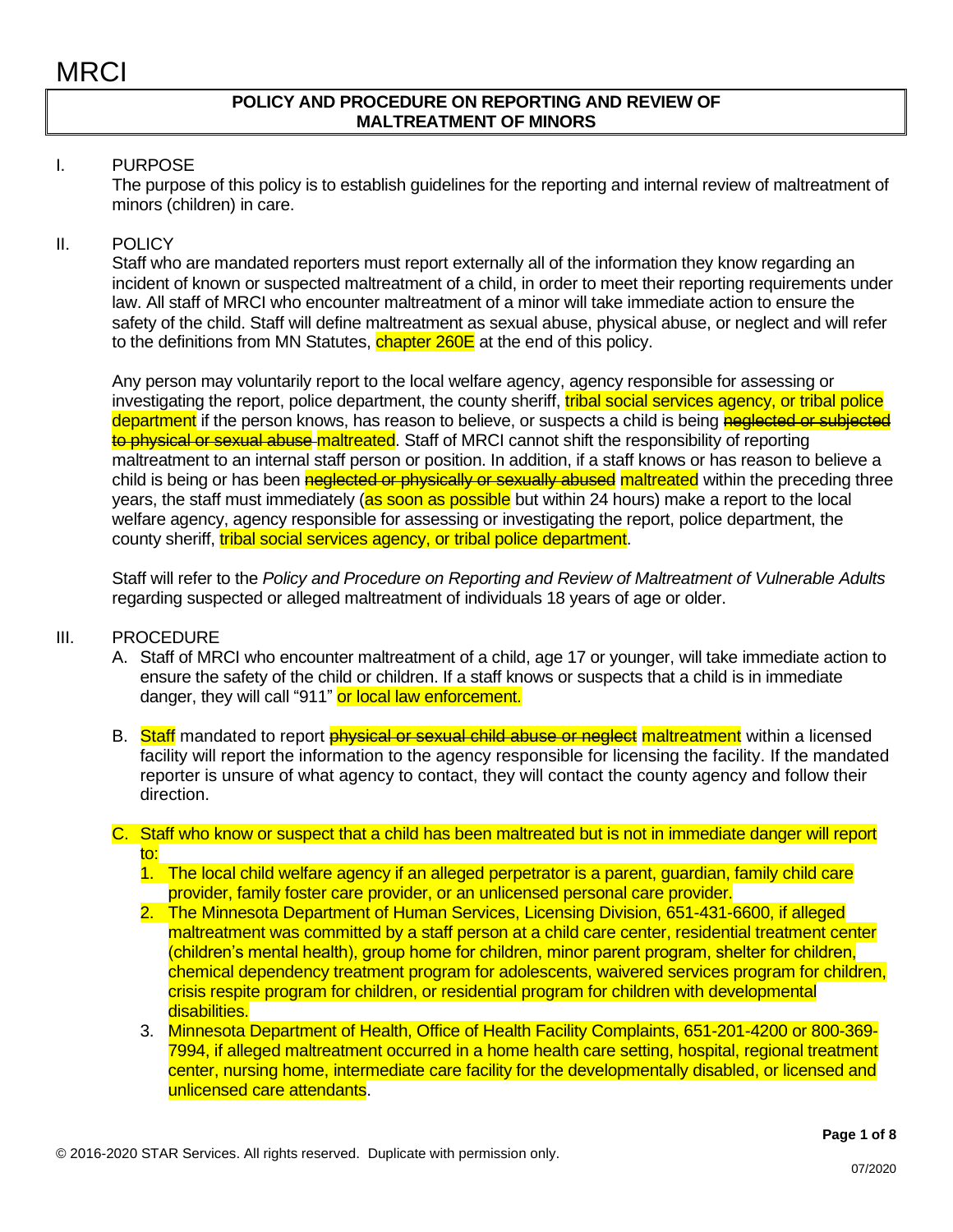MRCI

**POLICY AND PROCEDURE ON REPORTING AND REVIEW OF MALTREATMENT OF MINORS**

I. PURPOSE

The purpose of this policy is to establish guidelines for the reporting and internal review of maltreatment of minors (children) in care.

II. POLICY

Staff who are mandated reporters must report externally all of the information they know regarding an incident of known or suspected maltreatment of a child, in order to meet their reporting requirements under law. All staff of MRCI who encounter maltreatment of a minor will take immediate action to ensure the safety of the child. Staff will define maltreatment as sexual abuse, physical abuse, or neglect and will refer to the definitions from MN Statutes, chapter 260E at the end of this policy.

Any person may voluntarily report to the local welfare agency, agency responsible for assessing or investigating the report, police department, the county sheriff, tribal social services agency, or tribal police department if the person knows, has reason to believe, or suspects a child is being ~~neglected or subjected to physical or sexual abuse~~ maltreated. Staff of MRCI cannot shift the responsibility of reporting maltreatment to an internal staff person or position. In addition, if a staff knows or has reason to believe a child is being or has been ~~neglected or physically or sexually abused~~ maltreated within the preceding three years, the staff must immediately (as soon as possible but within 24 hours) make a report to the local welfare agency, agency responsible for assessing or investigating the report, police department, the county sheriff, tribal social services agency, or tribal police department.

Staff will refer to the *Policy and Procedure on Reporting and Review of Maltreatment of Vulnerable Adults* regarding suspected or alleged maltreatment of individuals 18 years of age or older.

III. PROCEDURE

A. Staff of MRCI who encounter maltreatment of a child, age 17 or younger, will take immediate action to ensure the safety of the child or children. If a staff knows or suspects that a child is in immediate danger, they will call "911" or local law enforcement.

B. Staff mandated to report ~~physical or sexual child abuse or neglect~~ maltreatment within a licensed facility will report the information to the agency responsible for licensing the facility. If the mandated reporter is unsure of what agency to contact, they will contact the county agency and follow their direction.

C. Staff who know or suspect that a child has been maltreated but is not in immediate danger will report to:

1. The local child welfare agency if an alleged perpetrator is a parent, guardian, family child care provider, family foster care provider, or an unlicensed personal care provider.
2. The Minnesota Department of Human Services, Licensing Division, 651-431-6600, if alleged maltreatment was committed by a staff person at a child care center, residential treatment center (children's mental health), group home for children, minor parent program, shelter for children, chemical dependency treatment program for adolescents, waivered services program for children, crisis respite program for children, or residential program for children with developmental disabilities.
3. Minnesota Department of Health, Office of Health Facility Complaints, 651-201-4200 or 800-369-7994, if alleged maltreatment occurred in a home health care setting, hospital, regional treatment center, nursing home, intermediate care facility for the developmentally disabled, or licensed and unlicensed care attendants.

© 2016-2020 STAR Services. All rights reserved. Duplicate with permission only.

07/2020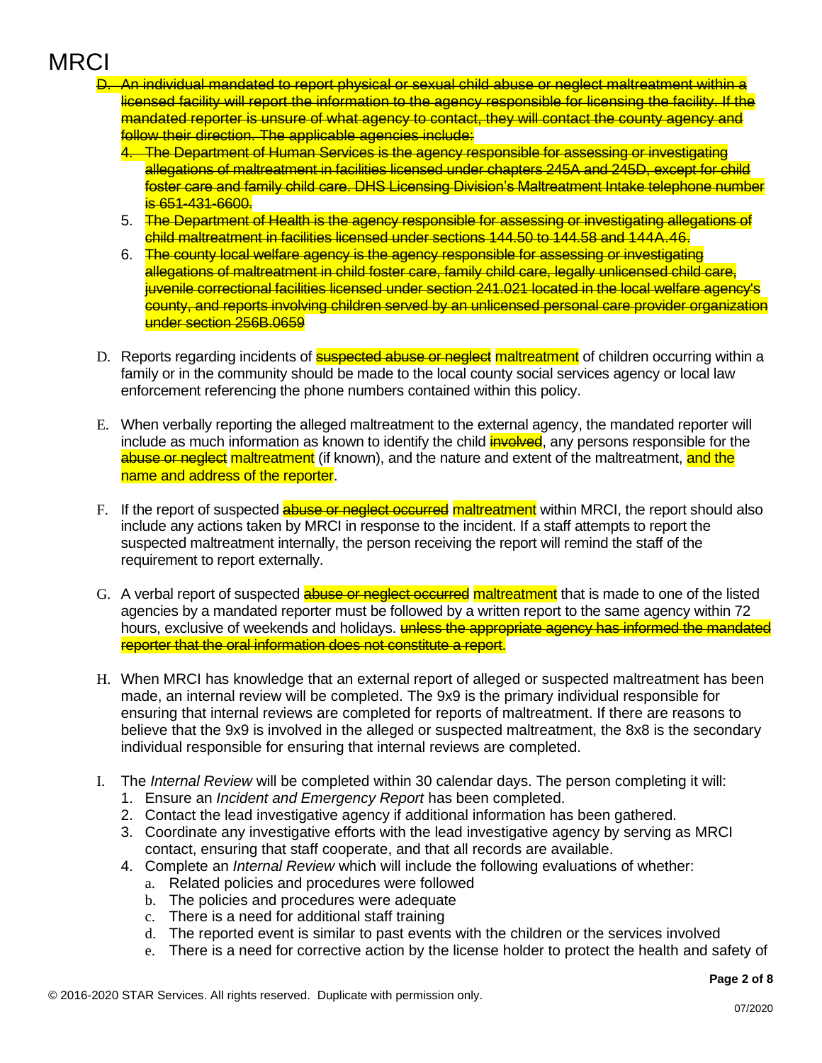D. ~~An individual mandated to report physical or sexual child abuse or neglect maltreatment within a licensed facility will report the information to the agency responsible for licensing the facility. If the mandated reporter is unsure of what agency to contact, they will contact the county agency and follow their direction. The applicable agencies include:~~
   4. ~~The Department of Human Services is the agency responsible for assessing or investigating allegations of maltreatment in facilities licensed under chapters 245A and 245D, except for child foster care and family child care. DHS Licensing Division's Maltreatment Intake telephone number is 651-431-6600.~~
   5. ~~The Department of Health is the agency responsible for assessing or investigating allegations of child maltreatment in facilities licensed under sections 144.50 to 144.58 and 144A.46.~~
   6. ~~The county local welfare agency is the agency responsible for assessing or investigating allegations of maltreatment in child foster care, family child care, legally unlicensed child care, juvenile correctional facilities licensed under section 241.021 located in the local welfare agency's county, and reports involving children served by an unlicensed personal care provider organization under section 256B.0659~~

D. Reports regarding incidents of ~~suspected abuse or neglect~~ maltreatment of children occurring within a family or in the community should be made to the local county social services agency or local law enforcement referencing the phone numbers contained within this policy.

E. When verbally reporting the alleged maltreatment to the external agency, the mandated reporter will include as much information as known to identify the child ~~involved~~, any persons responsible for the ~~abuse or neglect~~ maltreatment (if known), and the nature and extent of the maltreatment, and the name and address of the reporter.

F. If the report of suspected ~~abuse or neglect occurred~~ maltreatment within MRCI, the report should also include any actions taken by MRCI in response to the incident. If a staff attempts to report the suspected maltreatment internally, the person receiving the report will remind the staff of the requirement to report externally.

G. A verbal report of suspected ~~abuse or neglect occurred~~ maltreatment that is made to one of the listed agencies by a mandated reporter must be followed by a written report to the same agency within 72 hours, exclusive of weekends and holidays. ~~unless the appropriate agency has informed the mandated reporter that the oral information does not constitute a report~~.

H. When MRCI has knowledge that an external report of alleged or suspected maltreatment has been made, an internal review will be completed. The 9x9 is the primary individual responsible for ensuring that internal reviews are completed for reports of maltreatment. If there are reasons to believe that the 9x9 is involved in the alleged or suspected maltreatment, the 8x8 is the secondary individual responsible for ensuring that internal reviews are completed.

I. The *Internal Review* will be completed within 30 calendar days. The person completing it will:
   1. Ensure an *Incident and Emergency Report* has been completed.
   2. Contact the lead investigative agency if additional information has been gathered.
   3. Coordinate any investigative efforts with the lead investigative agency by serving as MRCI contact, ensuring that staff cooperate, and that all records are available.
   4. Complete an *Internal Review* which will include the following evaluations of whether:
      a. Related policies and procedures were followed
      b. The policies and procedures were adequate
      c. There is a need for additional staff training
      d. The reported event is similar to past events with the children or the services involved
      e. There is a need for corrective action by the license holder to protect the health and safety of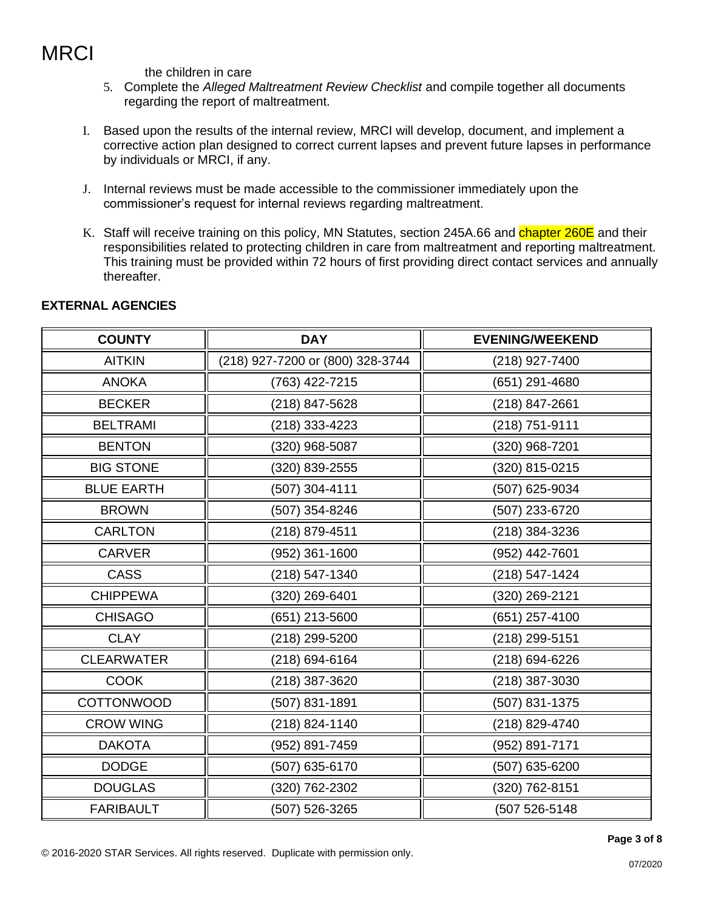the children in care

5. Complete the *Alleged Maltreatment Review Checklist* and compile together all documents regarding the report of maltreatment.

I. Based upon the results of the internal review, MRCI will develop, document, and implement a corrective action plan designed to correct current lapses and prevent future lapses in performance by individuals or MRCI, if any.

J. Internal reviews must be made accessible to the commissioner immediately upon the commissioner's request for internal reviews regarding maltreatment.

K. Staff will receive training on this policy, MN Statutes, section 245A.66 and chapter 260E and their responsibilities related to protecting children in care from maltreatment and reporting maltreatment. This training must be provided within 72 hours of first providing direct contact services and annually thereafter.

**EXTERNAL AGENCIES**

| COUNTY | DAY | EVENING/WEEKEND |
|---|---|---|
| AITKIN | (218) 927-7200 or (800) 328-3744 | (218) 927-7400 |
| ANOKA | (763) 422-7215 | (651) 291-4680 |
| BECKER | (218) 847-5628 | (218) 847-2661 |
| BELTRAMI | (218) 333-4223 | (218) 751-9111 |
| BENTON | (320) 968-5087 | (320) 968-7201 |
| BIG STONE | (320) 839-2555 | (320) 815-0215 |
| BLUE EARTH | (507) 304-4111 | (507) 625-9034 |
| BROWN | (507) 354-8246 | (507) 233-6720 |
| CARLTON | (218) 879-4511 | (218) 384-3236 |
| CARVER | (952) 361-1600 | (952) 442-7601 |
| CASS | (218) 547-1340 | (218) 547-1424 |
| CHIPPEWA | (320) 269-6401 | (320) 269-2121 |
| CHISAGO | (651) 213-5600 | (651) 257-4100 |
| CLAY | (218) 299-5200 | (218) 299-5151 |
| CLEARWATER | (218) 694-6164 | (218) 694-6226 |
| COOK | (218) 387-3620 | (218) 387-3030 |
| COTTONWOOD | (507) 831-1891 | (507) 831-1375 |
| CROW WING | (218) 824-1140 | (218) 829-4740 |
| DAKOTA | (952) 891-7459 | (952) 891-7171 |
| DODGE | (507) 635-6170 | (507) 635-6200 |
| DOUGLAS | (320) 762-2302 | (320) 762-8151 |
| FARIBAULT | (507) 526-3265 | (507 526-5148 |

© 2016-2020 STAR Services. All rights reserved. Duplicate with permission only.

07/2020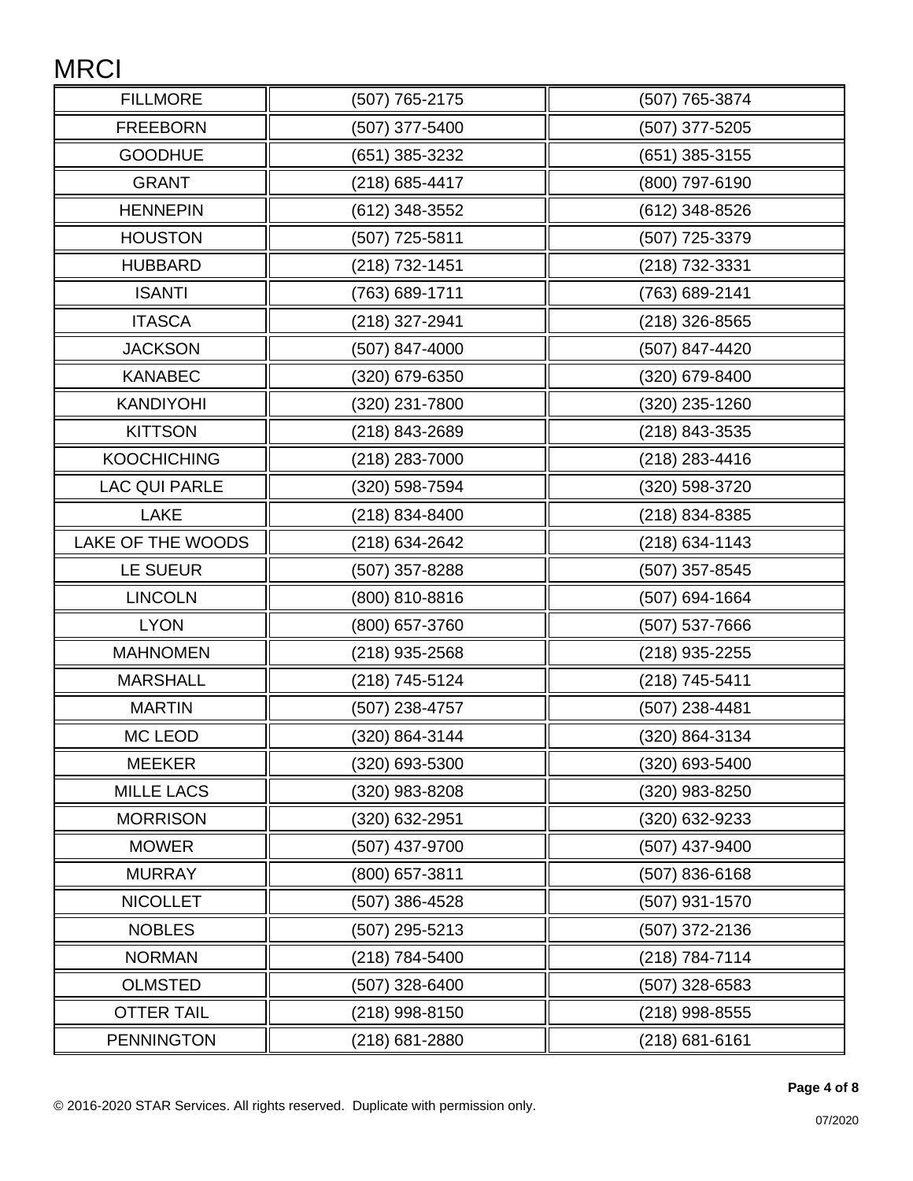# MRCI

| | | |
|---|---|---|
| FILLMORE | (507) 765-2175 | (507) 765-3874 |
| FREEBORN | (507) 377-5400 | (507) 377-5205 |
| GOODHUE | (651) 385-3232 | (651) 385-3155 |
| GRANT | (218) 685-4417 | (800) 797-6190 |
| HENNEPIN | (612) 348-3552 | (612) 348-8526 |
| HOUSTON | (507) 725-5811 | (507) 725-3379 |
| HUBBARD | (218) 732-1451 | (218) 732-3331 |
| ISANTI | (763) 689-1711 | (763) 689-2141 |
| ITASCA | (218) 327-2941 | (218) 326-8565 |
| JACKSON | (507) 847-4000 | (507) 847-4420 |
| KANABEC | (320) 679-6350 | (320) 679-8400 |
| KANDIYOHI | (320) 231-7800 | (320) 235-1260 |
| KITTSON | (218) 843-2689 | (218) 843-3535 |
| KOOCHICHING | (218) 283-7000 | (218) 283-4416 |
| LAC QUI PARLE | (320) 598-7594 | (320) 598-3720 |
| LAKE | (218) 834-8400 | (218) 834-8385 |
| LAKE OF THE WOODS | (218) 634-2642 | (218) 634-1143 |
| LE SUEUR | (507) 357-8288 | (507) 357-8545 |
| LINCOLN | (800) 810-8816 | (507) 694-1664 |
| LYON | (800) 657-3760 | (507) 537-7666 |
| MAHNOMEN | (218) 935-2568 | (218) 935-2255 |
| MARSHALL | (218) 745-5124 | (218) 745-5411 |
| MARTIN | (507) 238-4757 | (507) 238-4481 |
| MC LEOD | (320) 864-3144 | (320) 864-3134 |
| MEEKER | (320) 693-5300 | (320) 693-5400 |
| MILLE LACS | (320) 983-8208 | (320) 983-8250 |
| MORRISON | (320) 632-2951 | (320) 632-9233 |
| MOWER | (507) 437-9700 | (507) 437-9400 |
| MURRAY | (800) 657-3811 | (507) 836-6168 |
| NICOLLET | (507) 386-4528 | (507) 931-1570 |
| NOBLES | (507) 295-5213 | (507) 372-2136 |
| NORMAN | (218) 784-5400 | (218) 784-7114 |
| OLMSTED | (507) 328-6400 | (507) 328-6583 |
| OTTER TAIL | (218) 998-8150 | (218) 998-8555 |
| PENNINGTON | (218) 681-2880 | (218) 681-6161 |

© 2016-2020 STAR Services. All rights reserved. Duplicate with permission only.

07/2020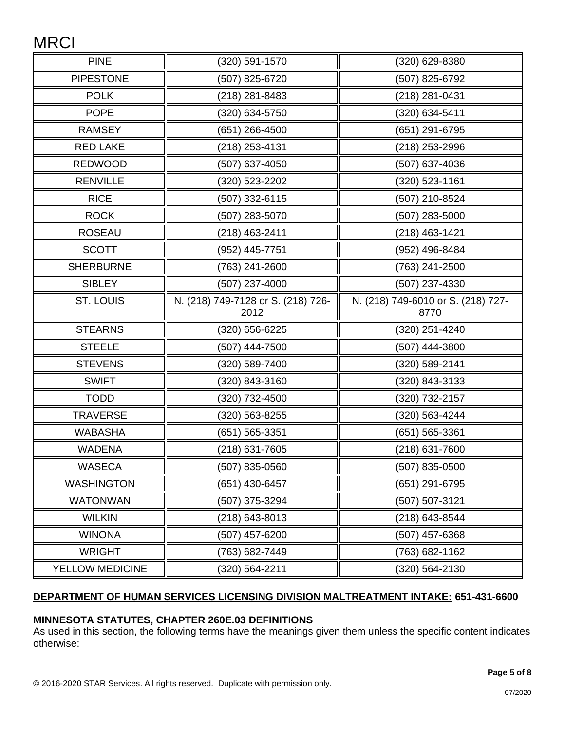# MRCI

| | | |
|---|---|---|
| PINE | (320) 591-1570 | (320) 629-8380 |
| PIPESTONE | (507) 825-6720 | (507) 825-6792 |
| POLK | (218) 281-8483 | (218) 281-0431 |
| POPE | (320) 634-5750 | (320) 634-5411 |
| RAMSEY | (651) 266-4500 | (651) 291-6795 |
| RED LAKE | (218) 253-4131 | (218) 253-2996 |
| REDWOOD | (507) 637-4050 | (507) 637-4036 |
| RENVILLE | (320) 523-2202 | (320) 523-1161 |
| RICE | (507) 332-6115 | (507) 210-8524 |
| ROCK | (507) 283-5070 | (507) 283-5000 |
| ROSEAU | (218) 463-2411 | (218) 463-1421 |
| SCOTT | (952) 445-7751 | (952) 496-8484 |
| SHERBURNE | (763) 241-2600 | (763) 241-2500 |
| SIBLEY | (507) 237-4000 | (507) 237-4330 |
| ST. LOUIS | N. (218) 749-7128 or S. (218) 726-2012 | N. (218) 749-6010 or S. (218) 727-8770 |
| STEARNS | (320) 656-6225 | (320) 251-4240 |
| STEELE | (507) 444-7500 | (507) 444-3800 |
| STEVENS | (320) 589-7400 | (320) 589-2141 |
| SWIFT | (320) 843-3160 | (320) 843-3133 |
| TODD | (320) 732-4500 | (320) 732-2157 |
| TRAVERSE | (320) 563-8255 | (320) 563-4244 |
| WABASHA | (651) 565-3351 | (651) 565-3361 |
| WADENA | (218) 631-7605 | (218) 631-7600 |
| WASECA | (507) 835-0560 | (507) 835-0500 |
| WASHINGTON | (651) 430-6457 | (651) 291-6795 |
| WATONWAN | (507) 375-3294 | (507) 507-3121 |
| WILKIN | (218) 643-8013 | (218) 643-8544 |
| WINONA | (507) 457-6200 | (507) 457-6368 |
| WRIGHT | (763) 682-7449 | (763) 682-1162 |
| YELLOW MEDICINE | (320) 564-2211 | (320) 564-2130 |

**DEPARTMENT OF HUMAN SERVICES LICENSING DIVISION MALTREATMENT INTAKE: 651-431-6600**

**MINNESOTA STATUTES, CHAPTER 260E.03 DEFINITIONS**

As used in this section, the following terms have the meanings given them unless the specific content indicates otherwise:

© 2016-2020 STAR Services. All rights reserved. Duplicate with permission only.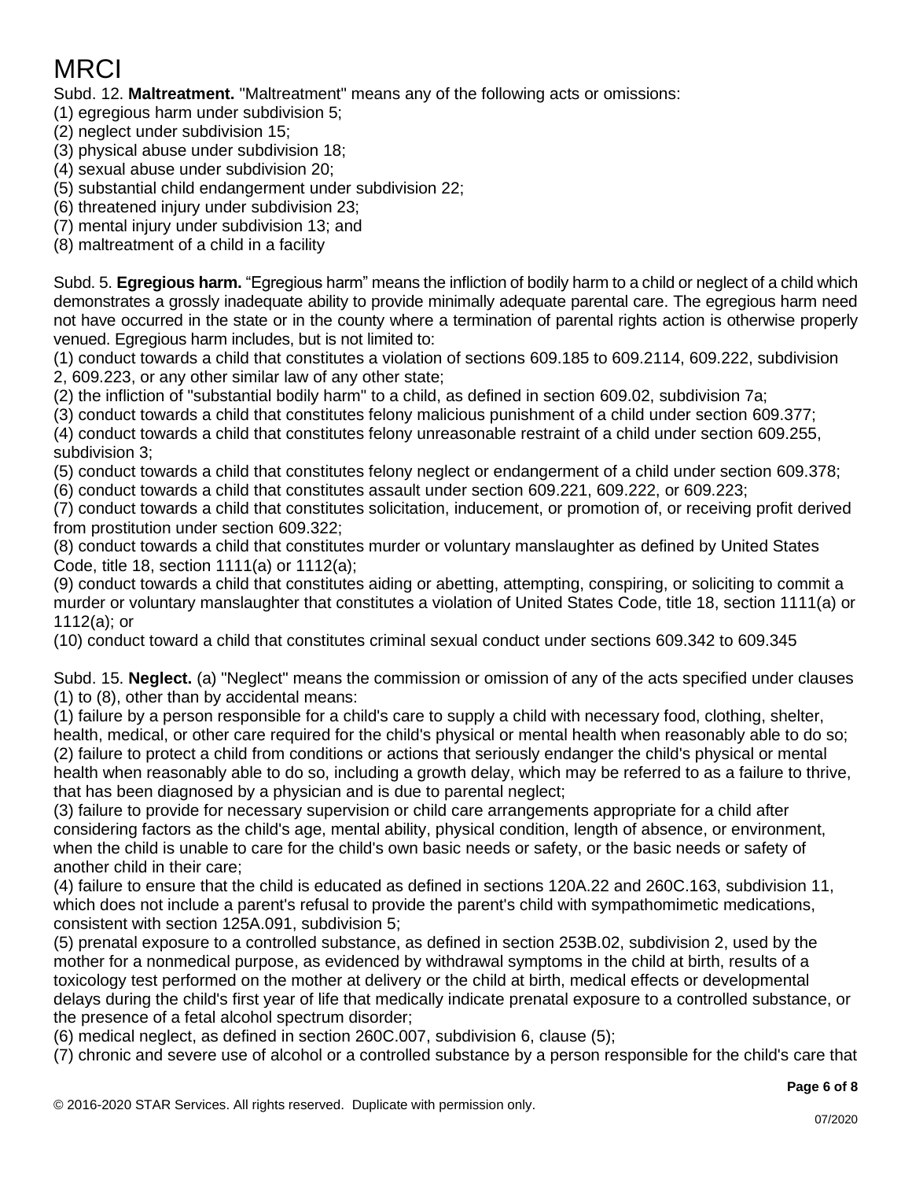# MRCI

Subd. 12. **Maltreatment.** "Maltreatment" means any of the following acts or omissions:

(1) egregious harm under subdivision 5;
(2) neglect under subdivision 15;
(3) physical abuse under subdivision 18;
(4) sexual abuse under subdivision 20;
(5) substantial child endangerment under subdivision 22;
(6) threatened injury under subdivision 23;
(7) mental injury under subdivision 13; and
(8) maltreatment of a child in a facility

Subd. 5. **Egregious harm.** "Egregious harm" means the infliction of bodily harm to a child or neglect of a child which demonstrates a grossly inadequate ability to provide minimally adequate parental care. The egregious harm need not have occurred in the state or in the county where a termination of parental rights action is otherwise properly venued. Egregious harm includes, but is not limited to:

(1) conduct towards a child that constitutes a violation of sections 609.185 to 609.2114, 609.222, subdivision 2, 609.223, or any other similar law of any other state;
(2) the infliction of "substantial bodily harm" to a child, as defined in section 609.02, subdivision 7a;
(3) conduct towards a child that constitutes felony malicious punishment of a child under section 609.377;
(4) conduct towards a child that constitutes felony unreasonable restraint of a child under section 609.255, subdivision 3;
(5) conduct towards a child that constitutes felony neglect or endangerment of a child under section 609.378;
(6) conduct towards a child that constitutes assault under section 609.221, 609.222, or 609.223;
(7) conduct towards a child that constitutes solicitation, inducement, or promotion of, or receiving profit derived from prostitution under section 609.322;
(8) conduct towards a child that constitutes murder or voluntary manslaughter as defined by United States Code, title 18, section 1111(a) or 1112(a);
(9) conduct towards a child that constitutes aiding or abetting, attempting, conspiring, or soliciting to commit a murder or voluntary manslaughter that constitutes a violation of United States Code, title 18, section 1111(a) or 1112(a); or
(10) conduct toward a child that constitutes criminal sexual conduct under sections 609.342 to 609.345

Subd. 15. **Neglect.** (a) "Neglect" means the commission or omission of any of the acts specified under clauses (1) to (8), other than by accidental means:

(1) failure by a person responsible for a child's care to supply a child with necessary food, clothing, shelter, health, medical, or other care required for the child's physical or mental health when reasonably able to do so;
(2) failure to protect a child from conditions or actions that seriously endanger the child's physical or mental health when reasonably able to do so, including a growth delay, which may be referred to as a failure to thrive, that has been diagnosed by a physician and is due to parental neglect;
(3) failure to provide for necessary supervision or child care arrangements appropriate for a child after considering factors as the child's age, mental ability, physical condition, length of absence, or environment, when the child is unable to care for the child's own basic needs or safety, or the basic needs or safety of another child in their care;
(4) failure to ensure that the child is educated as defined in sections 120A.22 and 260C.163, subdivision 11, which does not include a parent's refusal to provide the parent's child with sympathomimetic medications, consistent with section 125A.091, subdivision 5;
(5) prenatal exposure to a controlled substance, as defined in section 253B.02, subdivision 2, used by the mother for a nonmedical purpose, as evidenced by withdrawal symptoms in the child at birth, results of a toxicology test performed on the mother at delivery or the child at birth, medical effects or developmental delays during the child's first year of life that medically indicate prenatal exposure to a controlled substance, or the presence of a fetal alcohol spectrum disorder;
(6) medical neglect, as defined in section 260C.007, subdivision 6, clause (5);
(7) chronic and severe use of alcohol or a controlled substance by a person responsible for the child's care that

© 2016-2020 STAR Services. All rights reserved. Duplicate with permission only.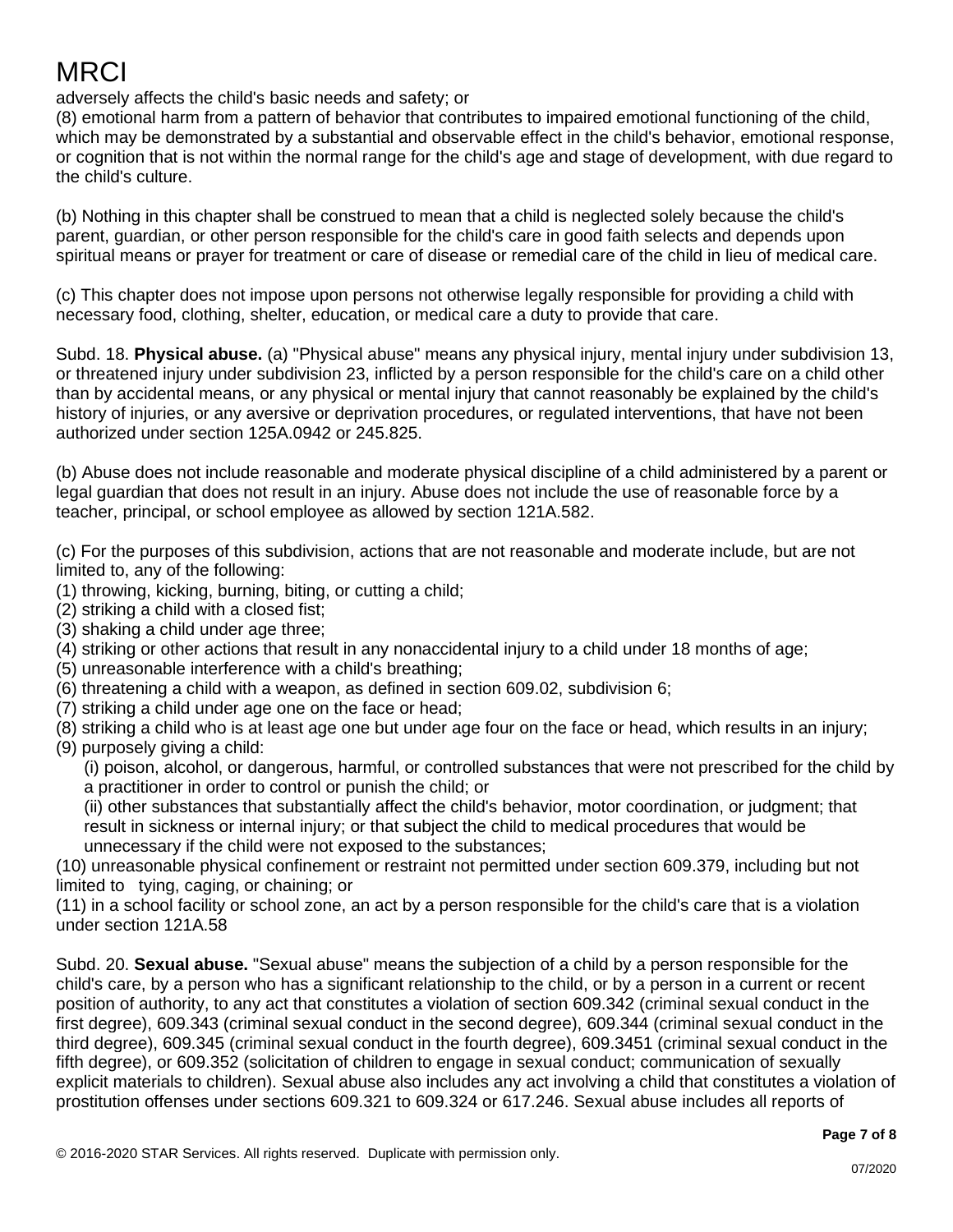adversely affects the child's basic needs and safety; or

(8) emotional harm from a pattern of behavior that contributes to impaired emotional functioning of the child, which may be demonstrated by a substantial and observable effect in the child's behavior, emotional response, or cognition that is not within the normal range for the child's age and stage of development, with due regard to the child's culture.

(b) Nothing in this chapter shall be construed to mean that a child is neglected solely because the child's parent, guardian, or other person responsible for the child's care in good faith selects and depends upon spiritual means or prayer for treatment or care of disease or remedial care of the child in lieu of medical care.

(c) This chapter does not impose upon persons not otherwise legally responsible for providing a child with necessary food, clothing, shelter, education, or medical care a duty to provide that care.

Subd. 18. **Physical abuse.** (a) "Physical abuse" means any physical injury, mental injury under subdivision 13, or threatened injury under subdivision 23, inflicted by a person responsible for the child's care on a child other than by accidental means, or any physical or mental injury that cannot reasonably be explained by the child's history of injuries, or any aversive or deprivation procedures, or regulated interventions, that have not been authorized under section 125A.0942 or 245.825.

(b) Abuse does not include reasonable and moderate physical discipline of a child administered by a parent or legal guardian that does not result in an injury. Abuse does not include the use of reasonable force by a teacher, principal, or school employee as allowed by section 121A.582.

(c) For the purposes of this subdivision, actions that are not reasonable and moderate include, but are not limited to, any of the following:

(1) throwing, kicking, burning, biting, or cutting a child;
(2) striking a child with a closed fist;
(3) shaking a child under age three;
(4) striking or other actions that result in any nonaccidental injury to a child under 18 months of age;
(5) unreasonable interference with a child's breathing;
(6) threatening a child with a weapon, as defined in section 609.02, subdivision 6;
(7) striking a child under age one on the face or head;
(8) striking a child who is at least age one but under age four on the face or head, which results in an injury;
(9) purposely giving a child:
   (i) poison, alcohol, or dangerous, harmful, or controlled substances that were not prescribed for the child by a practitioner in order to control or punish the child; or
   (ii) other substances that substantially affect the child's behavior, motor coordination, or judgment; that result in sickness or internal injury; or that subject the child to medical procedures that would be unnecessary if the child were not exposed to the substances;
(10) unreasonable physical confinement or restraint not permitted under section 609.379, including but not limited to tying, caging, or chaining; or
(11) in a school facility or school zone, an act by a person responsible for the child's care that is a violation under section 121A.58

Subd. 20. **Sexual abuse.** "Sexual abuse" means the subjection of a child by a person responsible for the child's care, by a person who has a significant relationship to the child, or by a person in a current or recent position of authority, to any act that constitutes a violation of section 609.342 (criminal sexual conduct in the first degree), 609.343 (criminal sexual conduct in the second degree), 609.344 (criminal sexual conduct in the third degree), 609.345 (criminal sexual conduct in the fourth degree), 609.3451 (criminal sexual conduct in the fifth degree), or 609.352 (solicitation of children to engage in sexual conduct; communication of sexually explicit materials to children). Sexual abuse also includes any act involving a child that constitutes a violation of prostitution offenses under sections 609.321 to 609.324 or 617.246. Sexual abuse includes all reports of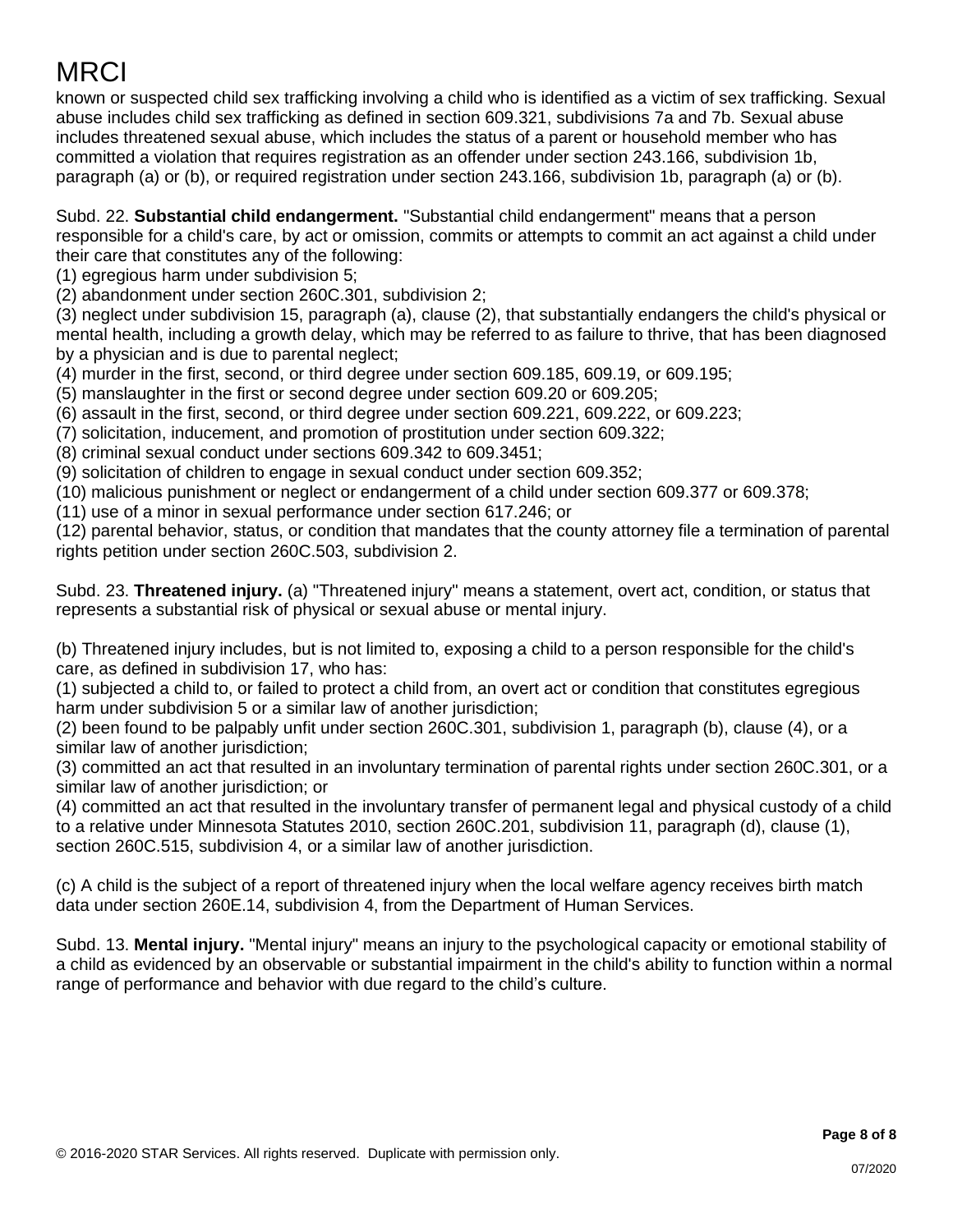known or suspected child sex trafficking involving a child who is identified as a victim of sex trafficking. Sexual abuse includes child sex trafficking as defined in section 609.321, subdivisions 7a and 7b. Sexual abuse includes threatened sexual abuse, which includes the status of a parent or household member who has committed a violation that requires registration as an offender under section 243.166, subdivision 1b, paragraph (a) or (b), or required registration under section 243.166, subdivision 1b, paragraph (a) or (b).

Subd. 22. **Substantial child endangerment.** "Substantial child endangerment" means that a person responsible for a child's care, by act or omission, commits or attempts to commit an act against a child under their care that constitutes any of the following:
(1) egregious harm under subdivision 5;
(2) abandonment under section 260C.301, subdivision 2;
(3) neglect under subdivision 15, paragraph (a), clause (2), that substantially endangers the child's physical or mental health, including a growth delay, which may be referred to as failure to thrive, that has been diagnosed by a physician and is due to parental neglect;
(4) murder in the first, second, or third degree under section 609.185, 609.19, or 609.195;
(5) manslaughter in the first or second degree under section 609.20 or 609.205;
(6) assault in the first, second, or third degree under section 609.221, 609.222, or 609.223;
(7) solicitation, inducement, and promotion of prostitution under section 609.322;
(8) criminal sexual conduct under sections 609.342 to 609.3451;
(9) solicitation of children to engage in sexual conduct under section 609.352;
(10) malicious punishment or neglect or endangerment of a child under section 609.377 or 609.378;
(11) use of a minor in sexual performance under section 617.246; or
(12) parental behavior, status, or condition that mandates that the county attorney file a termination of parental rights petition under section 260C.503, subdivision 2.

Subd. 23. **Threatened injury.** (a) "Threatened injury" means a statement, overt act, condition, or status that represents a substantial risk of physical or sexual abuse or mental injury.

(b) Threatened injury includes, but is not limited to, exposing a child to a person responsible for the child's care, as defined in subdivision 17, who has:
(1) subjected a child to, or failed to protect a child from, an overt act or condition that constitutes egregious harm under subdivision 5 or a similar law of another jurisdiction;
(2) been found to be palpably unfit under section 260C.301, subdivision 1, paragraph (b), clause (4), or a similar law of another jurisdiction;
(3) committed an act that resulted in an involuntary termination of parental rights under section 260C.301, or a similar law of another jurisdiction; or
(4) committed an act that resulted in the involuntary transfer of permanent legal and physical custody of a child to a relative under Minnesota Statutes 2010, section 260C.201, subdivision 11, paragraph (d), clause (1), section 260C.515, subdivision 4, or a similar law of another jurisdiction.

(c) A child is the subject of a report of threatened injury when the local welfare agency receives birth match data under section 260E.14, subdivision 4, from the Department of Human Services.

Subd. 13. **Mental injury.** "Mental injury" means an injury to the psychological capacity or emotional stability of a child as evidenced by an observable or substantial impairment in the child's ability to function within a normal range of performance and behavior with due regard to the child's culture.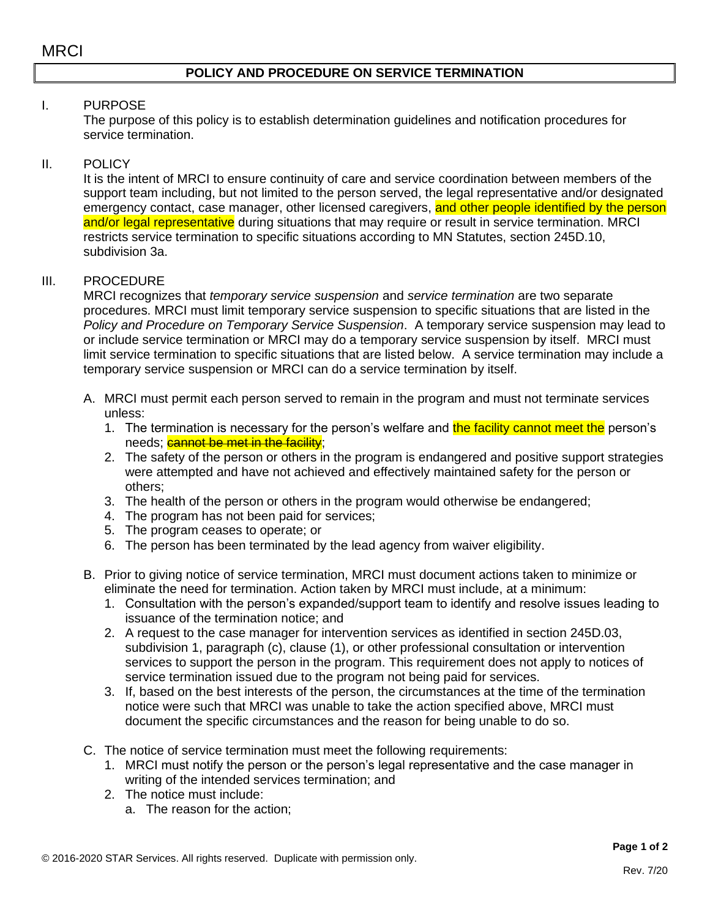MRCI

## POLICY AND PROCEDURE ON SERVICE TERMINATION

I. PURPOSE

The purpose of this policy is to establish determination guidelines and notification procedures for service termination.

II. POLICY

It is the intent of MRCI to ensure continuity of care and service coordination between members of the support team including, but not limited to the person served, the legal representative and/or designated emergency contact, case manager, other licensed caregivers, and other people identified by the person and/or legal representative during situations that may require or result in service termination. MRCI restricts service termination to specific situations according to MN Statutes, section 245D.10, subdivision 3a.

III. PROCEDURE

MRCI recognizes that *temporary service suspension* and *service termination* are two separate procedures. MRCI must limit temporary service suspension to specific situations that are listed in the *Policy and Procedure on Temporary Service Suspension*. A temporary service suspension may lead to or include service termination or MRCI may do a temporary service suspension by itself. MRCI must limit service termination to specific situations that are listed below. A service termination may include a temporary service suspension or MRCI can do a service termination by itself.

A. MRCI must permit each person served to remain in the program and must not terminate services unless:
   1. The termination is necessary for the person's welfare and the facility cannot meet the person's needs; ~~cannot be met in the facility~~;
   2. The safety of the person or others in the program is endangered and positive support strategies were attempted and have not achieved and effectively maintained safety for the person or others;
   3. The health of the person or others in the program would otherwise be endangered;
   4. The program has not been paid for services;
   5. The program ceases to operate; or
   6. The person has been terminated by the lead agency from waiver eligibility.

B. Prior to giving notice of service termination, MRCI must document actions taken to minimize or eliminate the need for termination. Action taken by MRCI must include, at a minimum:
   1. Consultation with the person's expanded/support team to identify and resolve issues leading to issuance of the termination notice; and
   2. A request to the case manager for intervention services as identified in section 245D.03, subdivision 1, paragraph (c), clause (1), or other professional consultation or intervention services to support the person in the program. This requirement does not apply to notices of service termination issued due to the program not being paid for services.
   3. If, based on the best interests of the person, the circumstances at the time of the termination notice were such that MRCI was unable to take the action specified above, MRCI must document the specific circumstances and the reason for being unable to do so.

C. The notice of service termination must meet the following requirements:
   1. MRCI must notify the person or the person's legal representative and the case manager in writing of the intended services termination; and
   2. The notice must include:
      a. The reason for the action;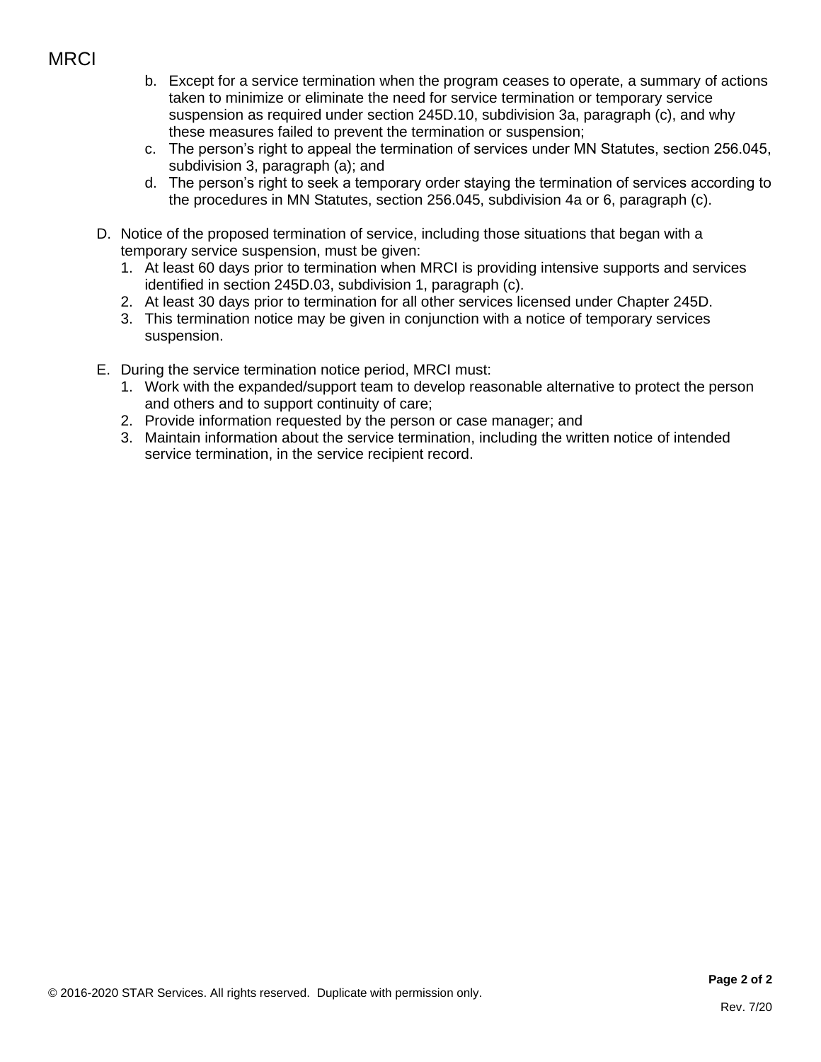b. Except for a service termination when the program ceases to operate, a summary of actions taken to minimize or eliminate the need for service termination or temporary service suspension as required under section 245D.10, subdivision 3a, paragraph (c), and why these measures failed to prevent the termination or suspension;
c. The person's right to appeal the termination of services under MN Statutes, section 256.045, subdivision 3, paragraph (a); and
d. The person's right to seek a temporary order staying the termination of services according to the procedures in MN Statutes, section 256.045, subdivision 4a or 6, paragraph (c).

D. Notice of the proposed termination of service, including those situations that began with a temporary service suspension, must be given:
   1. At least 60 days prior to termination when MRCI is providing intensive supports and services identified in section 245D.03, subdivision 1, paragraph (c).
   2. At least 30 days prior to termination for all other services licensed under Chapter 245D.
   3. This termination notice may be given in conjunction with a notice of temporary services suspension.

E. During the service termination notice period, MRCI must:
   1. Work with the expanded/support team to develop reasonable alternative to protect the person and others and to support continuity of care;
   2. Provide information requested by the person or case manager; and
   3. Maintain information about the service termination, including the written notice of intended service termination, in the service recipient record.